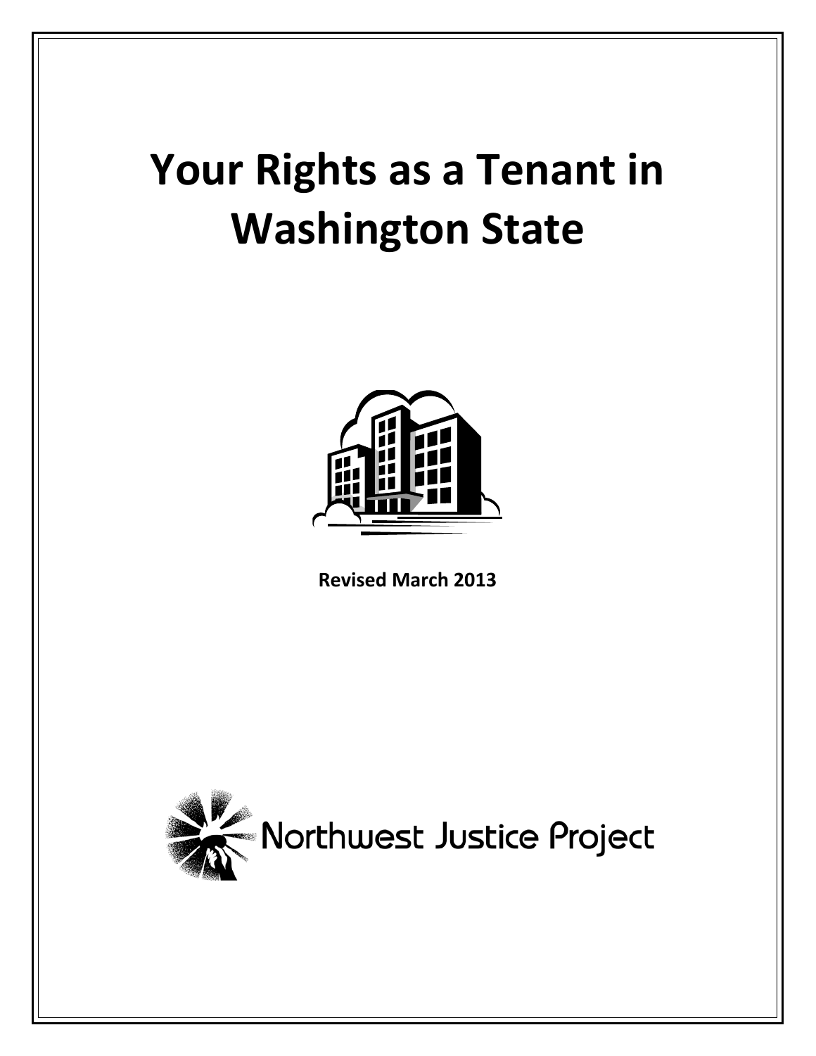# Your Rights as a Tenant in Washington State

**Revised March 2013**

Northwest Justice Project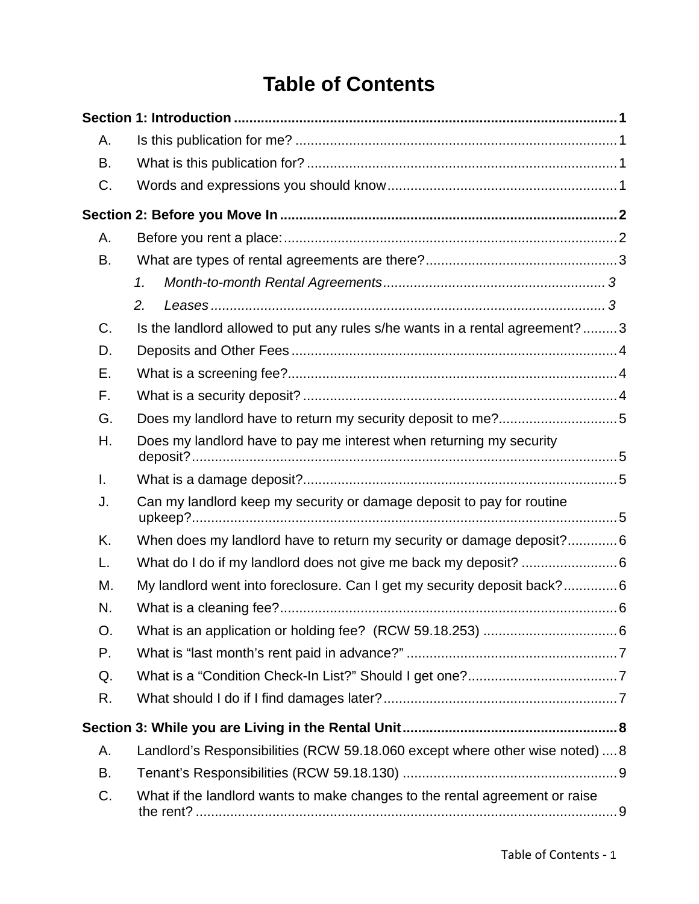# Table of Contents

**Section 1: Introduction** ..... **1**

A. Is this publication for me? ..... 1

B. What is this publication for? ..... 1

C. Words and expressions you should know ..... 1

**Section 2: Before you Move In** ..... **2**

A. Before you rent a place: ..... 2

B. What are types of rental agreements are there? ..... 3

   1. *Month-to-month Rental Agreements* ..... *3*

   2. *Leases* ..... *3*

C. Is the landlord allowed to put any rules s/he wants in a rental agreement? ..... 3

D. Deposits and Other Fees ..... 4

E. What is a screening fee? ..... 4

F. What is a security deposit? ..... 4

G. Does my landlord have to return my security deposit to me? ..... 5

H. Does my landlord have to pay me interest when returning my security deposit? ..... 5

I. What is a damage deposit? ..... 5

J. Can my landlord keep my security or damage deposit to pay for routine upkeep? ..... 5

K. When does my landlord have to return my security or damage deposit? ..... 6

L. What do I do if my landlord does not give me back my deposit? ..... 6

M. My landlord went into foreclosure. Can I get my security deposit back? ..... 6

N. What is a cleaning fee? ..... 6

O. What is an application or holding fee? (RCW 59.18.253) ..... 6

P. What is "last month's rent paid in advance?" ..... 7

Q. What is a "Condition Check-In List?" Should I get one? ..... 7

R. What should I do if I find damages later? ..... 7

**Section 3: While you are Living in the Rental Unit** ..... **8**

A. Landlord's Responsibilities (RCW 59.18.060 except where other wise noted) ..... 8

B. Tenant's Responsibilities (RCW 59.18.130) ..... 9

C. What if the landlord wants to make changes to the rental agreement or raise the rent? ..... 9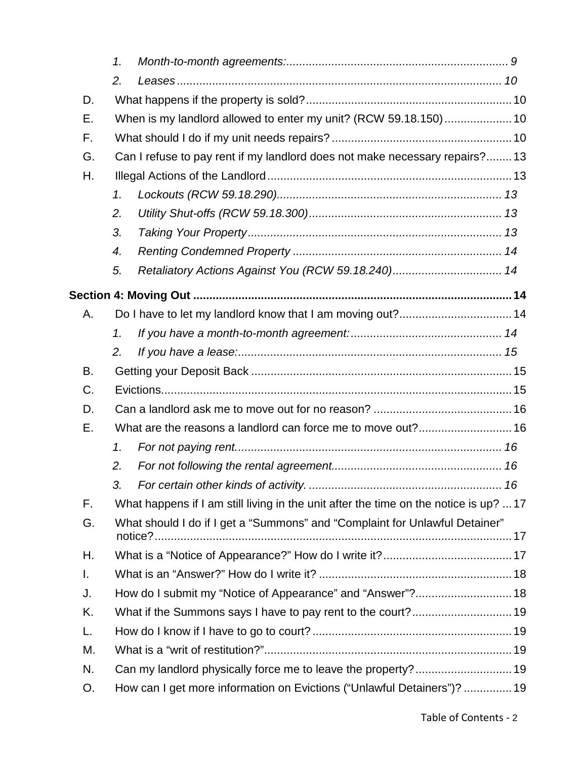1. *Month-to-month agreements:* ..................................................................... 9
2. *Leases* ..................................................................................................... 10

D. What happens if the property is sold? ................................................................ 10

E. When is my landlord allowed to enter my unit? (RCW 59.18.150) ..................... 10

F. What should I do if my unit needs repairs? ........................................................ 10

G. Can I refuse to pay rent if my landlord does not make necessary repairs? ........ 13

H. Illegal Actions of the Landlord ............................................................................ 13

1. *Lockouts (RCW 59.18.290)* ...................................................................... 13
2. *Utility Shut-offs (RCW 59.18.300)* ............................................................ 13
3. *Taking Your Property* ............................................................................... 13
4. *Renting Condemned Property* ................................................................. 14
5. *Retaliatory Actions Against You (RCW 59.18.240)* .................................. 14

**Section 4: Moving Out** ........................................................................................ **14**

A. Do I have to let my landlord know that I am moving out? ................................... 14

1. *If you have a month-to-month agreement:* ............................................... 14
2. *If you have a lease:* .................................................................................. 15

B. Getting your Deposit Back ................................................................................. 15

C. Evictions ............................................................................................................ 15

D. Can a landlord ask me to move out for no reason? ........................................... 16

E. What are the reasons a landlord can force me to move out? ............................. 16

1. *For not paying rent.* .................................................................................. 16
2. *For not following the rental agreement.* .................................................... 16
3. *For certain other kinds of activity.* ............................................................ 16

F. What happens if I am still living in the unit after the time on the notice is up? ... 17

G. What should I do if I get a "Summons" and "Complaint for Unlawful Detainer" notice? ................................................................................................................ 17

H. What is a "Notice of Appearance?" How do I write it? ........................................ 17

I. What is an "Answer?" How do I write it? ............................................................ 18

J. How do I submit my "Notice of Appearance" and "Answer"? .............................. 18

K. What if the Summons says I have to pay rent to the court? ............................... 19

L. How do I know if I have to go to court? .............................................................. 19

M. What is a "writ of restitution?" ............................................................................ 19

N. Can my landlord physically force me to leave the property? .............................. 19

O. How can I get more information on Evictions ("Unlawful Detainers")? ............... 19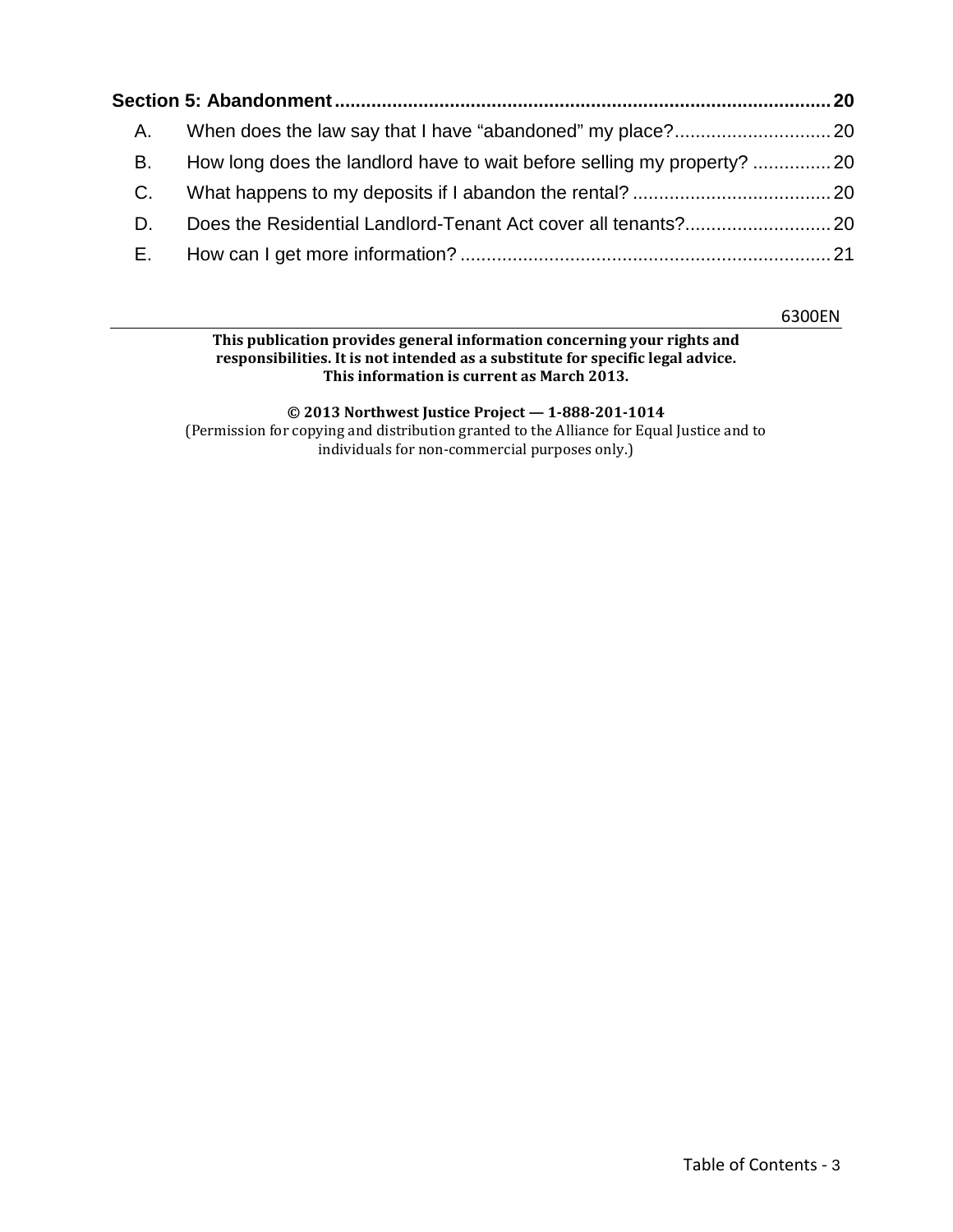**Section 5: Abandonment .......... 20**

A. When does the law say that I have “abandoned” my place? .......... 20

B. How long does the landlord have to wait before selling my property? .......... 20

C. What happens to my deposits if I abandon the rental? .......... 20

D. Does the Residential Landlord-Tenant Act cover all tenants? .......... 20

E. How can I get more information? .......... 21

6300EN

---

**This publication provides general information concerning your rights and responsibilities. It is not intended as a substitute for specific legal advice. This information is current as March 2013.**

**© 2013 Northwest Justice Project — 1-888-201-1014**

(Permission for copying and distribution granted to the Alliance for Equal Justice and to individuals for non-commercial purposes only.)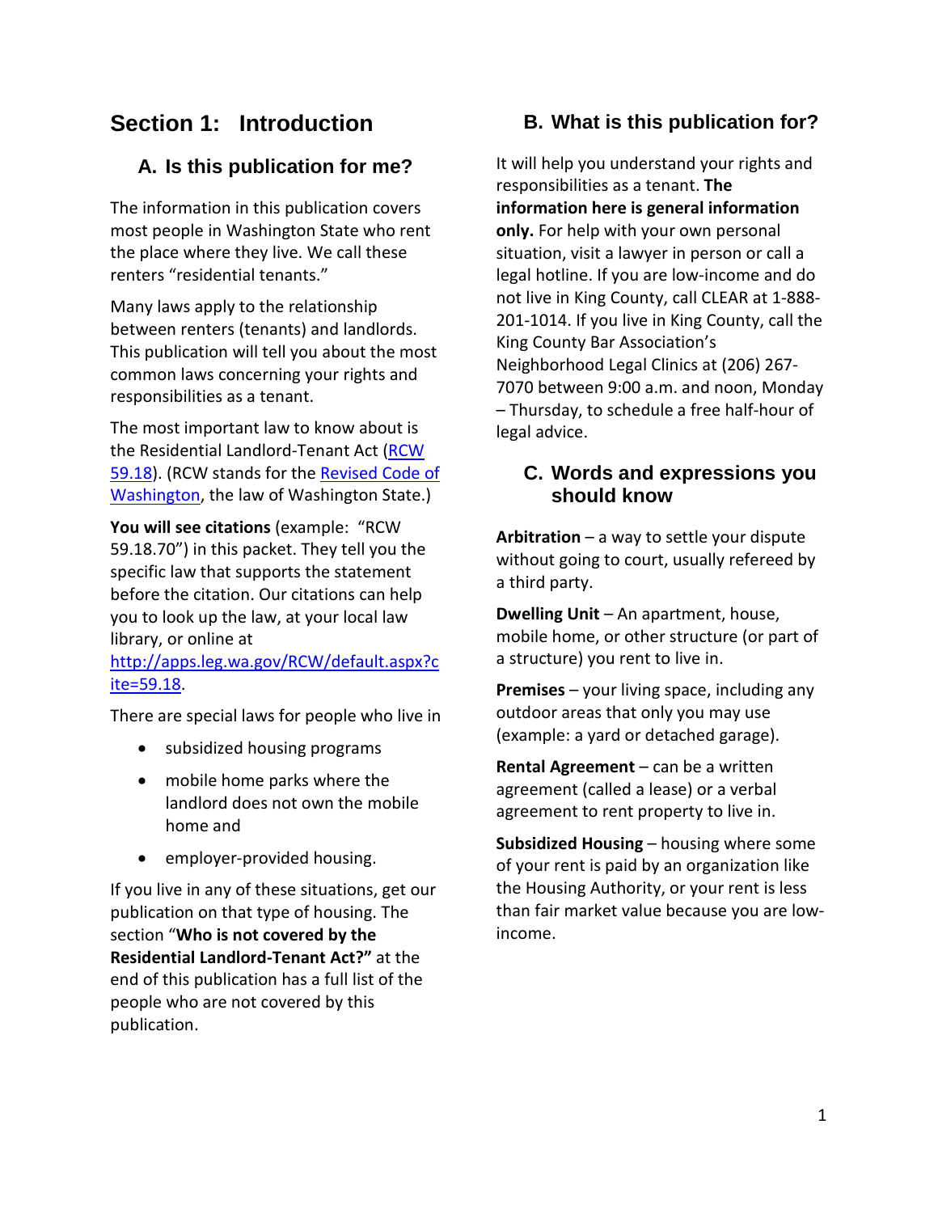# Section 1: Introduction

## A. Is this publication for me?

The information in this publication covers most people in Washington State who rent the place where they live. We call these renters "residential tenants."

Many laws apply to the relationship between renters (tenants) and landlords. This publication will tell you about the most common laws concerning your rights and responsibilities as a tenant.

The most important law to know about is the Residential Landlord-Tenant Act (RCW 59.18). (RCW stands for the Revised Code of Washington, the law of Washington State.)

**You will see citations** (example: "RCW 59.18.70") in this packet. They tell you the specific law that supports the statement before the citation. Our citations can help you to look up the law, at your local law library, or online at http://apps.leg.wa.gov/RCW/default.aspx?cite=59.18.

There are special laws for people who live in

- subsidized housing programs
- mobile home parks where the landlord does not own the mobile home and
- employer-provided housing.

If you live in any of these situations, get our publication on that type of housing. The section "**Who is not covered by the Residential Landlord-Tenant Act?"** at the end of this publication has a full list of the people who are not covered by this publication.

## B. What is this publication for?

It will help you understand your rights and responsibilities as a tenant. **The information here is general information only.** For help with your own personal situation, visit a lawyer in person or call a legal hotline. If you are low-income and do not live in King County, call CLEAR at 1-888-201-1014. If you live in King County, call the King County Bar Association's Neighborhood Legal Clinics at (206) 267-7070 between 9:00 a.m. and noon, Monday – Thursday, to schedule a free half-hour of legal advice.

## C. Words and expressions you should know

**Arbitration** – a way to settle your dispute without going to court, usually refereed by a third party.

**Dwelling Unit** – An apartment, house, mobile home, or other structure (or part of a structure) you rent to live in.

**Premises** – your living space, including any outdoor areas that only you may use (example: a yard or detached garage).

**Rental Agreement** – can be a written agreement (called a lease) or a verbal agreement to rent property to live in.

**Subsidized Housing** – housing where some of your rent is paid by an organization like the Housing Authority, or your rent is less than fair market value because you are low-income.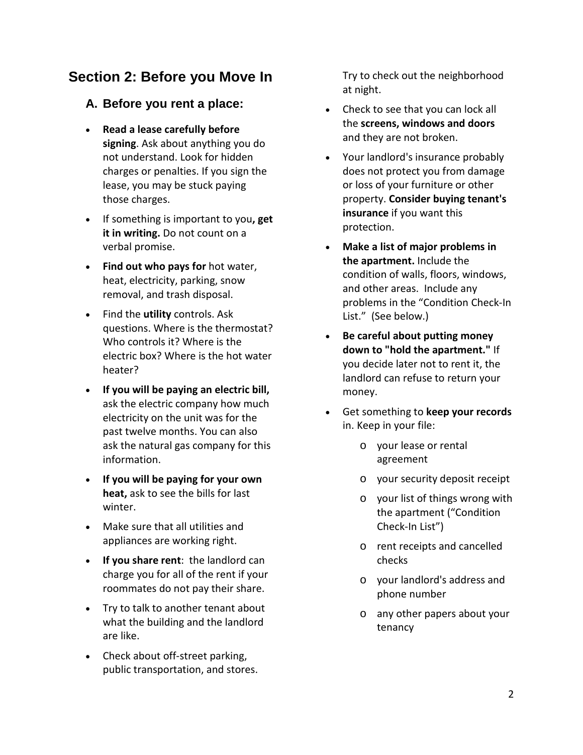# Section 2: Before you Move In

## A. Before you rent a place:

- **Read a lease carefully before signing**. Ask about anything you do not understand. Look for hidden charges or penalties. If you sign the lease, you may be stuck paying those charges.
- If something is important to you**, get it in writing.** Do not count on a verbal promise.
- **Find out who pays for** hot water, heat, electricity, parking, snow removal, and trash disposal.
- Find the **utility** controls. Ask questions. Where is the thermostat? Who controls it? Where is the electric box? Where is the hot water heater?
- **If you will be paying an electric bill,** ask the electric company how much electricity on the unit was for the past twelve months. You can also ask the natural gas company for this information.
- **If you will be paying for your own heat,** ask to see the bills for last winter.
- Make sure that all utilities and appliances are working right.
- **If you share rent**: the landlord can charge you for all of the rent if your roommates do not pay their share.
- Try to talk to another tenant about what the building and the landlord are like.
- Check about off-street parking, public transportation, and stores. Try to check out the neighborhood at night.
- Check to see that you can lock all the **screens, windows and doors** and they are not broken.
- Your landlord's insurance probably does not protect you from damage or loss of your furniture or other property. **Consider buying tenant's insurance** if you want this protection.
- **Make a list of major problems in the apartment.** Include the condition of walls, floors, windows, and other areas. Include any problems in the "Condition Check-In List." (See below.)
- **Be careful about putting money down to "hold the apartment."** If you decide later not to rent it, the landlord can refuse to return your money.
- Get something to **keep your records** in. Keep in your file:
  - your lease or rental agreement
  - your security deposit receipt
  - your list of things wrong with the apartment ("Condition Check-In List")
  - rent receipts and cancelled checks
  - your landlord's address and phone number
  - any other papers about your tenancy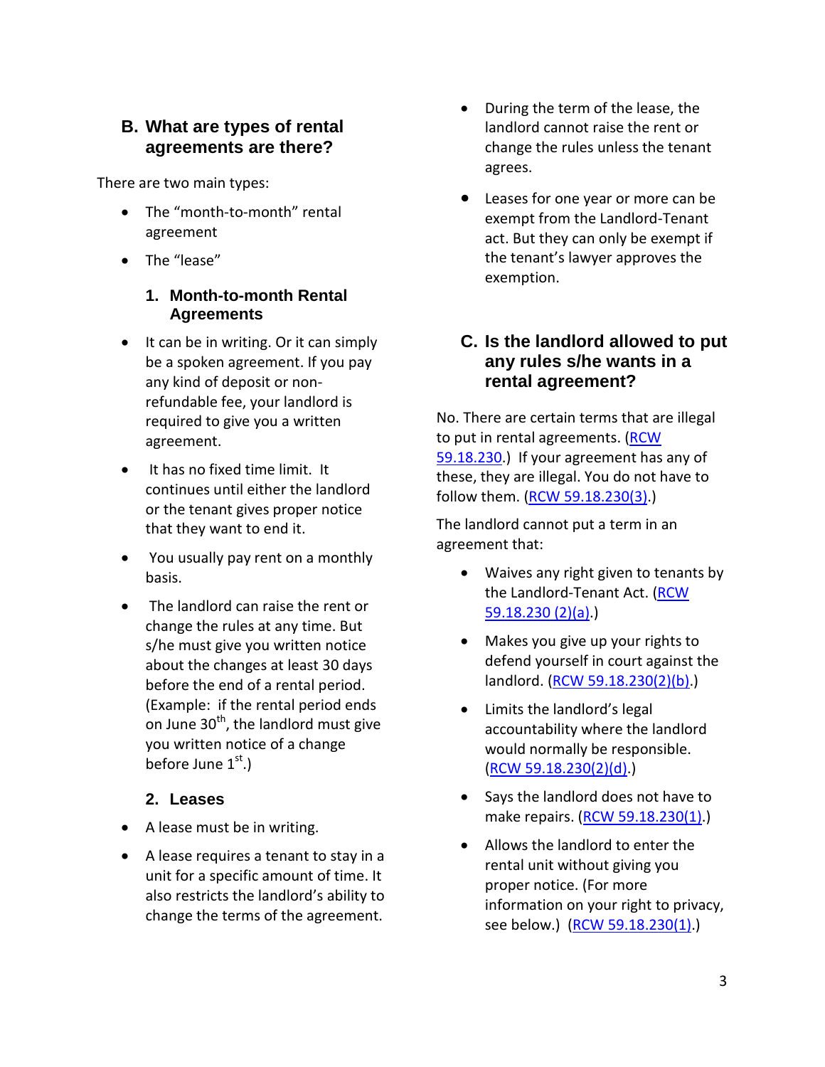## B. What are types of rental agreements are there?

There are two main types:

- The "month-to-month" rental agreement
- The "lease"

### 1. Month-to-month Rental Agreements

- It can be in writing. Or it can simply be a spoken agreement. If you pay any kind of deposit or non-refundable fee, your landlord is required to give you a written agreement.
- It has no fixed time limit. It continues until either the landlord or the tenant gives proper notice that they want to end it.
- You usually pay rent on a monthly basis.
- The landlord can raise the rent or change the rules at any time. But s/he must give you written notice about the changes at least 30 days before the end of a rental period. (Example: if the rental period ends on June 30th, the landlord must give you written notice of a change before June 1st.)

### 2. Leases

- A lease must be in writing.
- A lease requires a tenant to stay in a unit for a specific amount of time. It also restricts the landlord's ability to change the terms of the agreement.
- During the term of the lease, the landlord cannot raise the rent or change the rules unless the tenant agrees.
- Leases for one year or more can be exempt from the Landlord-Tenant act. But they can only be exempt if the tenant's lawyer approves the exemption.

## C. Is the landlord allowed to put any rules s/he wants in a rental agreement?

No. There are certain terms that are illegal to put in rental agreements. (RCW 59.18.230.) If your agreement has any of these, they are illegal. You do not have to follow them. (RCW 59.18.230(3).)

The landlord cannot put a term in an agreement that:

- Waives any right given to tenants by the Landlord-Tenant Act. (RCW 59.18.230 (2)(a).)
- Makes you give up your rights to defend yourself in court against the landlord. (RCW 59.18.230(2)(b).)
- Limits the landlord's legal accountability where the landlord would normally be responsible. (RCW 59.18.230(2)(d).)
- Says the landlord does not have to make repairs. (RCW 59.18.230(1).)
- Allows the landlord to enter the rental unit without giving you proper notice. (For more information on your right to privacy, see below.) (RCW 59.18.230(1).)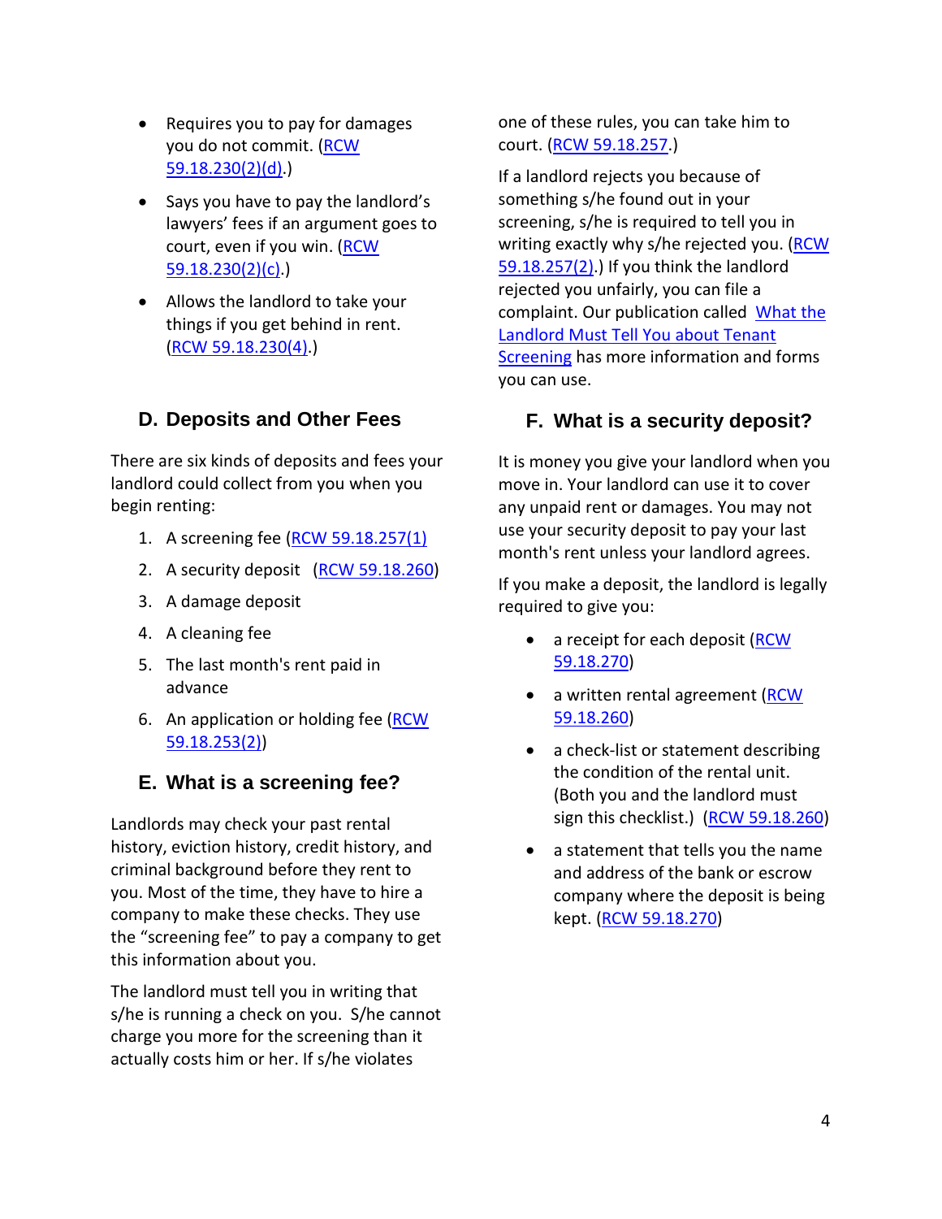- Requires you to pay for damages you do not commit. (RCW 59.18.230(2)(d).)
- Says you have to pay the landlord's lawyers' fees if an argument goes to court, even if you win. (RCW 59.18.230(2)(c).)
- Allows the landlord to take your things if you get behind in rent. (RCW 59.18.230(4).)

## D. Deposits and Other Fees

There are six kinds of deposits and fees your landlord could collect from you when you begin renting:

1. A screening fee (RCW 59.18.257(1)
2. A security deposit (RCW 59.18.260)
3. A damage deposit
4. A cleaning fee
5. The last month's rent paid in advance
6. An application or holding fee (RCW 59.18.253(2))

## E. What is a screening fee?

Landlords may check your past rental history, eviction history, credit history, and criminal background before they rent to you. Most of the time, they have to hire a company to make these checks. They use the "screening fee" to pay a company to get this information about you.

The landlord must tell you in writing that s/he is running a check on you. S/he cannot charge you more for the screening than it actually costs him or her. If s/he violates one of these rules, you can take him to court. (RCW 59.18.257.)

If a landlord rejects you because of something s/he found out in your screening, s/he is required to tell you in writing exactly why s/he rejected you. (RCW 59.18.257(2).) If you think the landlord rejected you unfairly, you can file a complaint. Our publication called What the Landlord Must Tell You about Tenant Screening has more information and forms you can use.

## F. What is a security deposit?

It is money you give your landlord when you move in. Your landlord can use it to cover any unpaid rent or damages. You may not use your security deposit to pay your last month's rent unless your landlord agrees.

If you make a deposit, the landlord is legally required to give you:

- a receipt for each deposit (RCW 59.18.270)
- a written rental agreement (RCW 59.18.260)
- a check-list or statement describing the condition of the rental unit. (Both you and the landlord must sign this checklist.) (RCW 59.18.260)
- a statement that tells you the name and address of the bank or escrow company where the deposit is being kept. (RCW 59.18.270)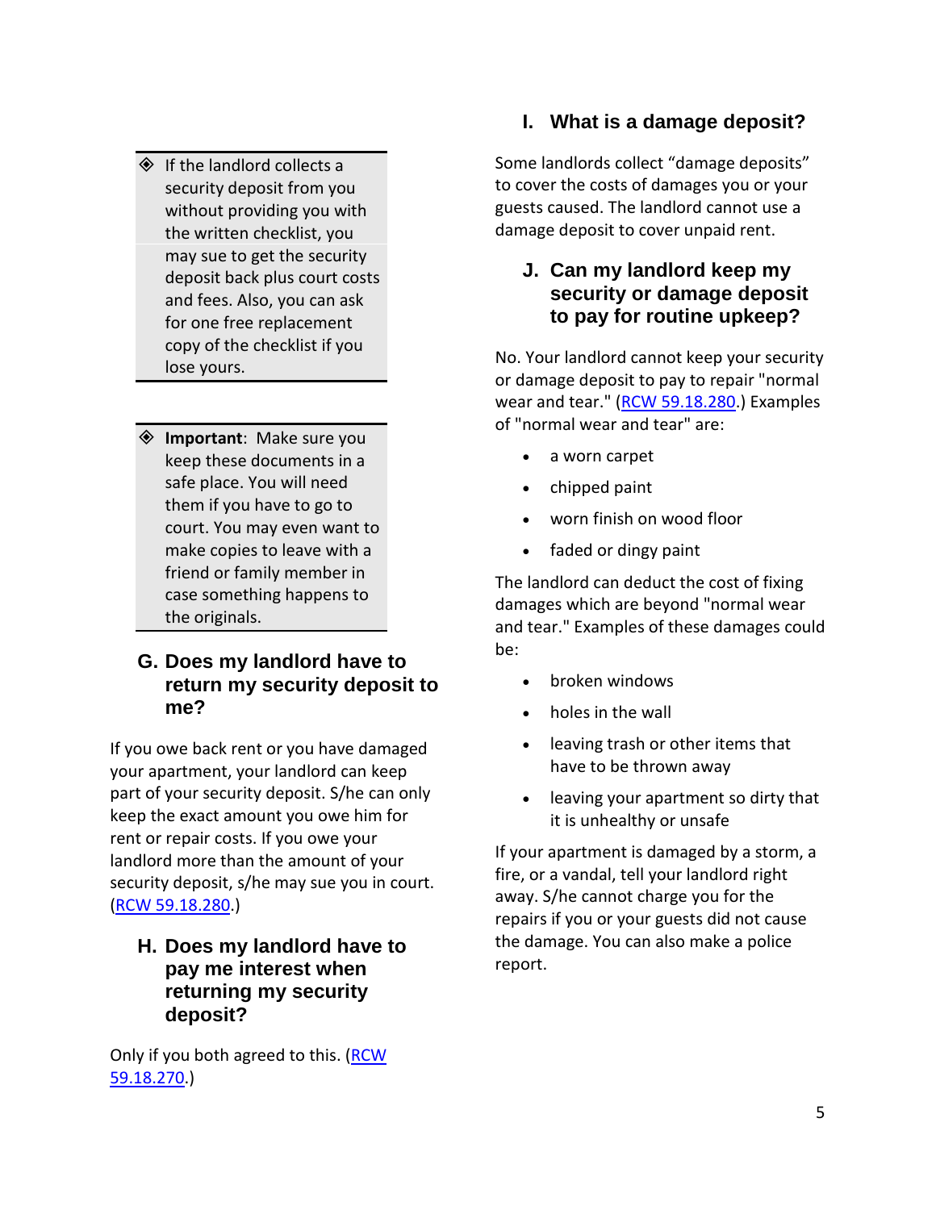- ◈ If the landlord collects a security deposit from you without providing you with the written checklist, you may sue to get the security deposit back plus court costs and fees. Also, you can ask for one free replacement copy of the checklist if you lose yours.

- ◈ **Important**: Make sure you keep these documents in a safe place. You will need them if you have to go to court. You may even want to make copies to leave with a friend or family member in case something happens to the originals.

## G. Does my landlord have to return my security deposit to me?

If you owe back rent or you have damaged your apartment, your landlord can keep part of your security deposit. S/he can only keep the exact amount you owe him for rent or repair costs. If you owe your landlord more than the amount of your security deposit, s/he may sue you in court. (RCW 59.18.280.)

## H. Does my landlord have to pay me interest when returning my security deposit?

Only if you both agreed to this. (RCW 59.18.270.)

## I. What is a damage deposit?

Some landlords collect "damage deposits" to cover the costs of damages you or your guests caused. The landlord cannot use a damage deposit to cover unpaid rent.

## J. Can my landlord keep my security or damage deposit to pay for routine upkeep?

No. Your landlord cannot keep your security or damage deposit to pay to repair "normal wear and tear." (RCW 59.18.280.) Examples of "normal wear and tear" are:

- a worn carpet
- chipped paint
- worn finish on wood floor
- faded or dingy paint

The landlord can deduct the cost of fixing damages which are beyond "normal wear and tear." Examples of these damages could be:

- broken windows
- holes in the wall
- leaving trash or other items that have to be thrown away
- leaving your apartment so dirty that it is unhealthy or unsafe

If your apartment is damaged by a storm, a fire, or a vandal, tell your landlord right away. S/he cannot charge you for the repairs if you or your guests did not cause the damage. You can also make a police report.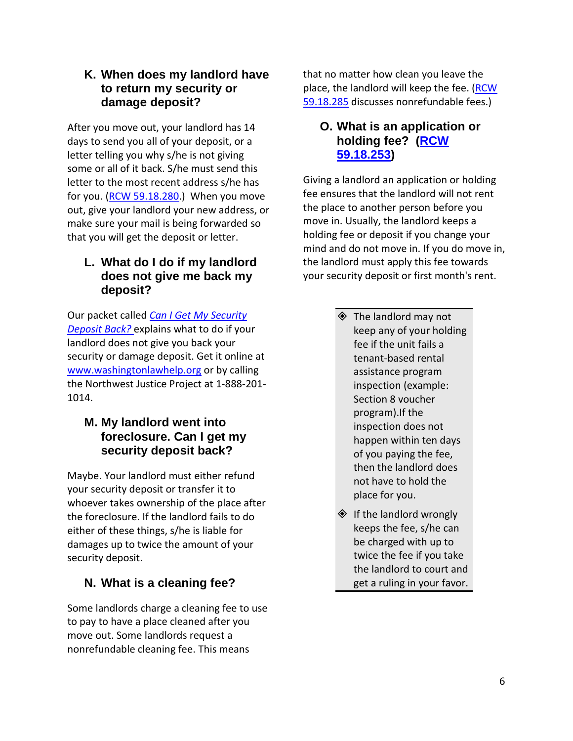### K. When does my landlord have to return my security or damage deposit?

After you move out, your landlord has 14 days to send you all of your deposit, or a letter telling you why s/he is not giving some or all of it back. S/he must send this letter to the most recent address s/he has for you. (RCW 59.18.280.) When you move out, give your landlord your new address, or make sure your mail is being forwarded so that you will get the deposit or letter.

### L. What do I do if my landlord does not give me back my deposit?

Our packet called *Can I Get My Security Deposit Back?* explains what to do if your landlord does not give you back your security or damage deposit. Get it online at www.washingtonlawhelp.org or by calling the Northwest Justice Project at 1-888-201-1014.

### M. My landlord went into foreclosure. Can I get my security deposit back?

Maybe. Your landlord must either refund your security deposit or transfer it to whoever takes ownership of the place after the foreclosure. If the landlord fails to do either of these things, s/he is liable for damages up to twice the amount of your security deposit.

### N. What is a cleaning fee?

Some landlords charge a cleaning fee to use to pay to have a place cleaned after you move out. Some landlords request a nonrefundable cleaning fee. This means that no matter how clean you leave the place, the landlord will keep the fee. (RCW 59.18.285 discusses nonrefundable fees.)

### O. What is an application or holding fee? (RCW 59.18.253)

Giving a landlord an application or holding fee ensures that the landlord will not rent the place to another person before you move in. Usually, the landlord keeps a holding fee or deposit if you change your mind and do not move in. If you do move in, the landlord must apply this fee towards your security deposit or first month's rent.

- The landlord may not keep any of your holding fee if the unit fails a tenant-based rental assistance program inspection (example: Section 8 voucher program).If the inspection does not happen within ten days of you paying the fee, then the landlord does not have to hold the place for you.
- If the landlord wrongly keeps the fee, s/he can be charged with up to twice the fee if you take the landlord to court and get a ruling in your favor.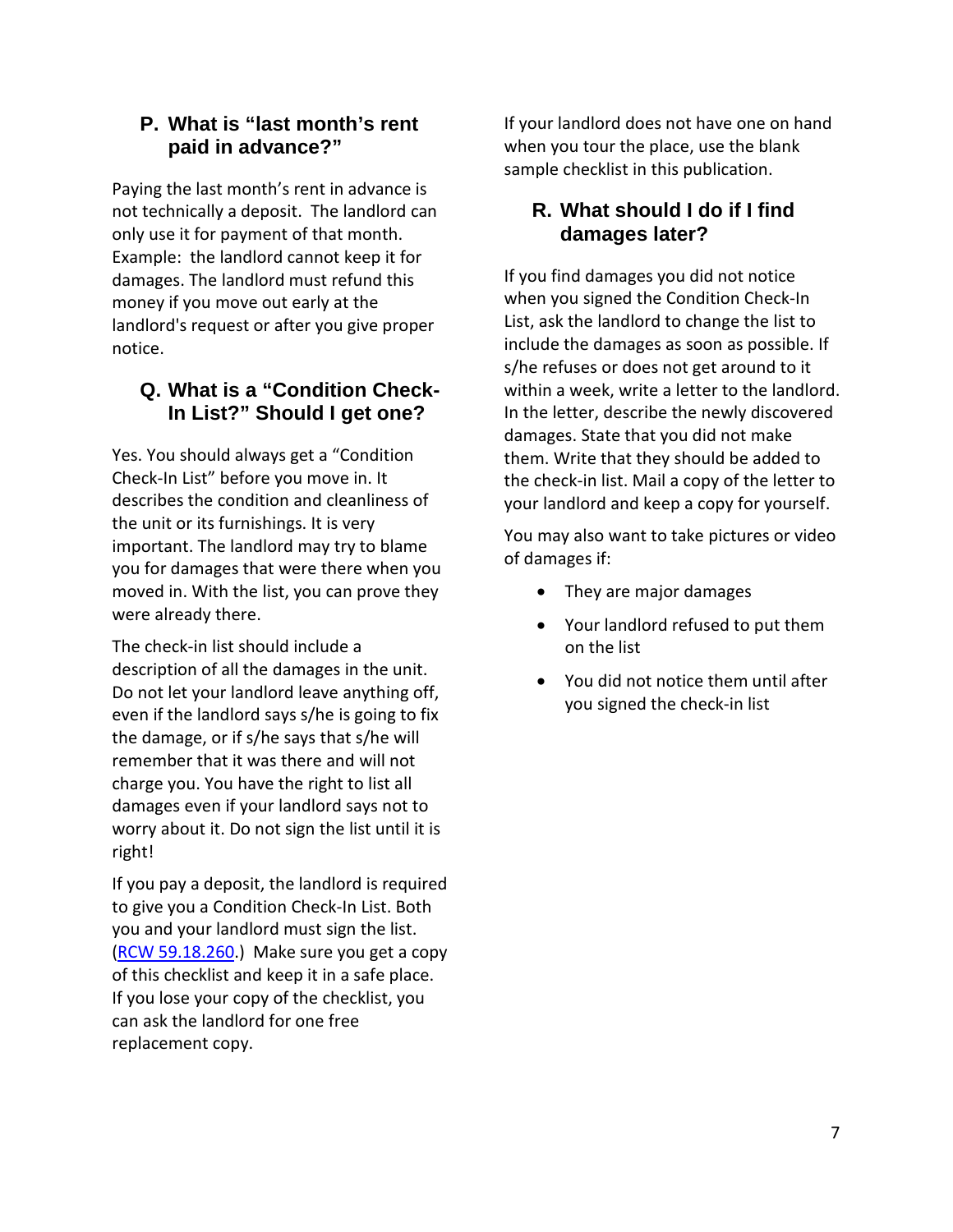## P. What is "last month's rent paid in advance?"

Paying the last month's rent in advance is not technically a deposit. The landlord can only use it for payment of that month. Example: the landlord cannot keep it for damages. The landlord must refund this money if you move out early at the landlord's request or after you give proper notice.

## Q. What is a "Condition Check-In List?" Should I get one?

Yes. You should always get a "Condition Check-In List" before you move in. It describes the condition and cleanliness of the unit or its furnishings. It is very important. The landlord may try to blame you for damages that were there when you moved in. With the list, you can prove they were already there.

The check-in list should include a description of all the damages in the unit. Do not let your landlord leave anything off, even if the landlord says s/he is going to fix the damage, or if s/he says that s/he will remember that it was there and will not charge you. You have the right to list all damages even if your landlord says not to worry about it. Do not sign the list until it is right!

If you pay a deposit, the landlord is required to give you a Condition Check-In List. Both you and your landlord must sign the list. (RCW 59.18.260.) Make sure you get a copy of this checklist and keep it in a safe place. If you lose your copy of the checklist, you can ask the landlord for one free replacement copy.

If your landlord does not have one on hand when you tour the place, use the blank sample checklist in this publication.

## R. What should I do if I find damages later?

If you find damages you did not notice when you signed the Condition Check-In List, ask the landlord to change the list to include the damages as soon as possible. If s/he refuses or does not get around to it within a week, write a letter to the landlord. In the letter, describe the newly discovered damages. State that you did not make them. Write that they should be added to the check-in list. Mail a copy of the letter to your landlord and keep a copy for yourself.

You may also want to take pictures or video of damages if:

- They are major damages
- Your landlord refused to put them on the list
- You did not notice them until after you signed the check-in list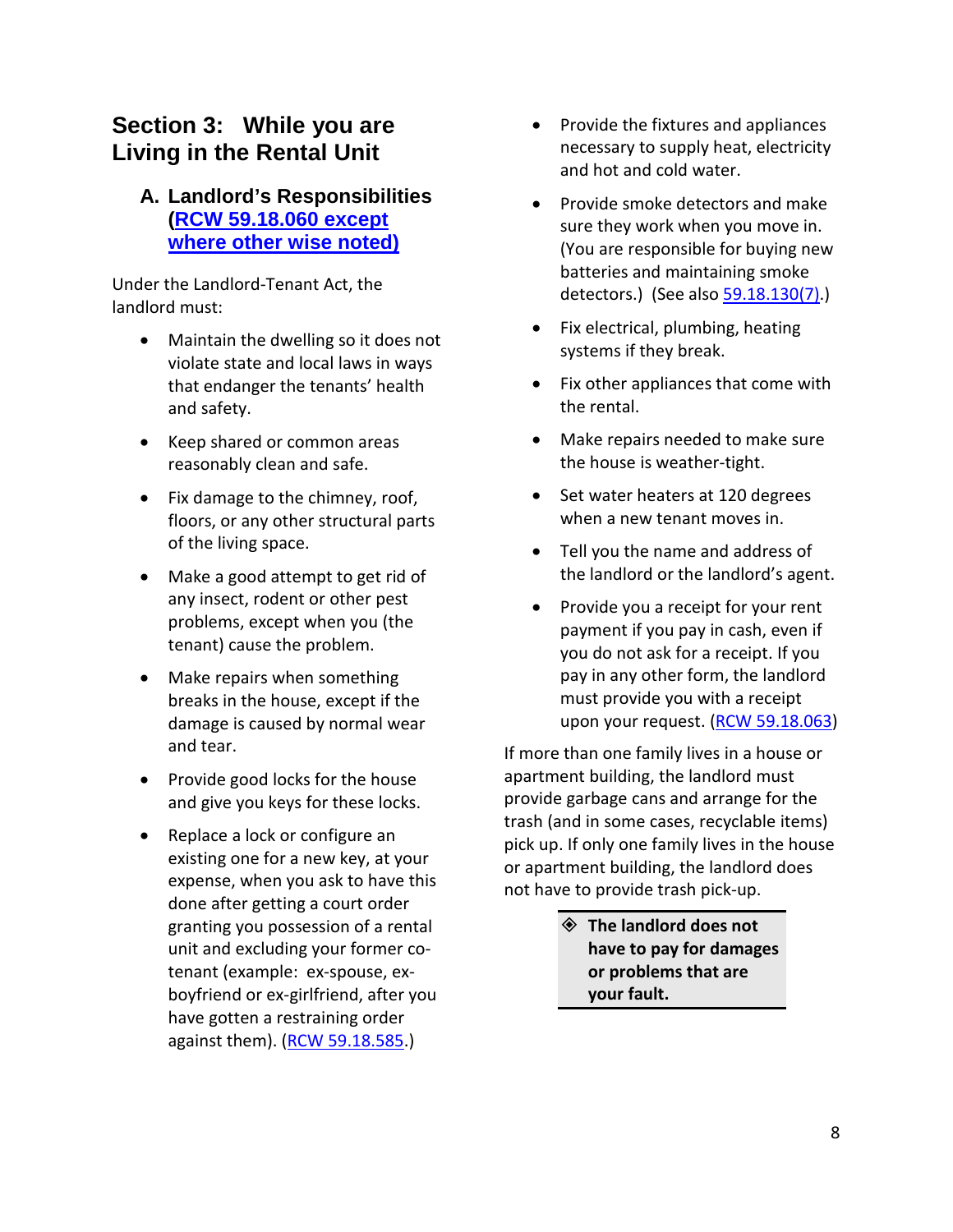## Section 3: While you are Living in the Rental Unit

### A. Landlord's Responsibilities (RCW 59.18.060 except where other wise noted)

Under the Landlord-Tenant Act, the landlord must:

- Maintain the dwelling so it does not violate state and local laws in ways that endanger the tenants' health and safety.
- Keep shared or common areas reasonably clean and safe.
- Fix damage to the chimney, roof, floors, or any other structural parts of the living space.
- Make a good attempt to get rid of any insect, rodent or other pest problems, except when you (the tenant) cause the problem.
- Make repairs when something breaks in the house, except if the damage is caused by normal wear and tear.
- Provide good locks for the house and give you keys for these locks.
- Replace a lock or configure an existing one for a new key, at your expense, when you ask to have this done after getting a court order granting you possession of a rental unit and excluding your former co-tenant (example: ex-spouse, ex-boyfriend or ex-girlfriend, after you have gotten a restraining order against them). (RCW 59.18.585.)
- Provide the fixtures and appliances necessary to supply heat, electricity and hot and cold water.
- Provide smoke detectors and make sure they work when you move in. (You are responsible for buying new batteries and maintaining smoke detectors.) (See also 59.18.130(7).)
- Fix electrical, plumbing, heating systems if they break.
- Fix other appliances that come with the rental.
- Make repairs needed to make sure the house is weather-tight.
- Set water heaters at 120 degrees when a new tenant moves in.
- Tell you the name and address of the landlord or the landlord's agent.
- Provide you a receipt for your rent payment if you pay in cash, even if you do not ask for a receipt. If you pay in any other form, the landlord must provide you with a receipt upon your request. (RCW 59.18.063)

If more than one family lives in a house or apartment building, the landlord must provide garbage cans and arrange for the trash (and in some cases, recyclable items) pick up. If only one family lives in the house or apartment building, the landlord does not have to provide trash pick-up.

> ◈ **The landlord does not have to pay for damages or problems that are your fault.**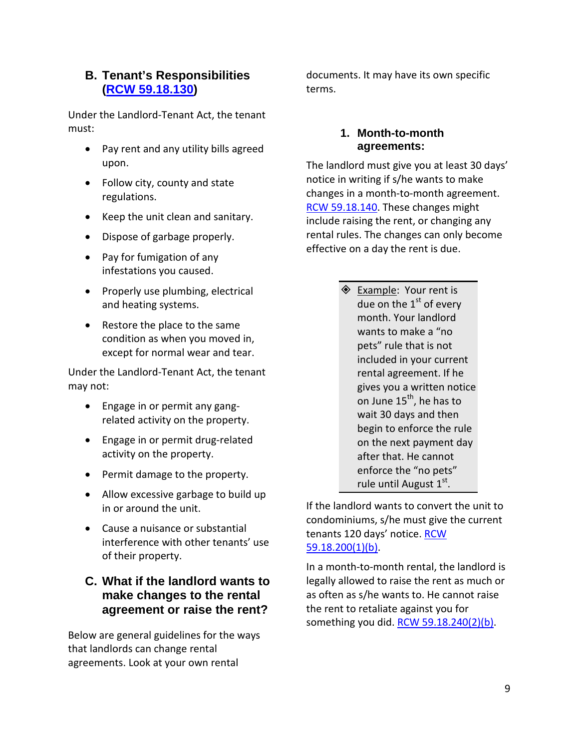## B. Tenant's Responsibilities (RCW 59.18.130)

Under the Landlord-Tenant Act, the tenant must:

- Pay rent and any utility bills agreed upon.
- Follow city, county and state regulations.
- Keep the unit clean and sanitary.
- Dispose of garbage properly.
- Pay for fumigation of any infestations you caused.
- Properly use plumbing, electrical and heating systems.
- Restore the place to the same condition as when you moved in, except for normal wear and tear.

Under the Landlord-Tenant Act, the tenant may not:

- Engage in or permit any gang-related activity on the property.
- Engage in or permit drug-related activity on the property.
- Permit damage to the property.
- Allow excessive garbage to build up in or around the unit.
- Cause a nuisance or substantial interference with other tenants' use of their property.

## C. What if the landlord wants to make changes to the rental agreement or raise the rent?

Below are general guidelines for the ways that landlords can change rental agreements. Look at your own rental documents. It may have its own specific terms.

### 1. Month-to-month agreements:

The landlord must give you at least 30 days' notice in writing if s/he wants to make changes in a month-to-month agreement. RCW 59.18.140. These changes might include raising the rent, or changing any rental rules. The changes can only become effective on a day the rent is due.

> ◈ Example: Your rent is due on the 1st of every month. Your landlord wants to make a "no pets" rule that is not included in your current rental agreement. If he gives you a written notice on June 15th, he has to wait 30 days and then begin to enforce the rule on the next payment day after that. He cannot enforce the "no pets" rule until August 1st.

If the landlord wants to convert the unit to condominiums, s/he must give the current tenants 120 days' notice. RCW 59.18.200(1)(b).

In a month-to-month rental, the landlord is legally allowed to raise the rent as much or as often as s/he wants to. He cannot raise the rent to retaliate against you for something you did. RCW 59.18.240(2)(b).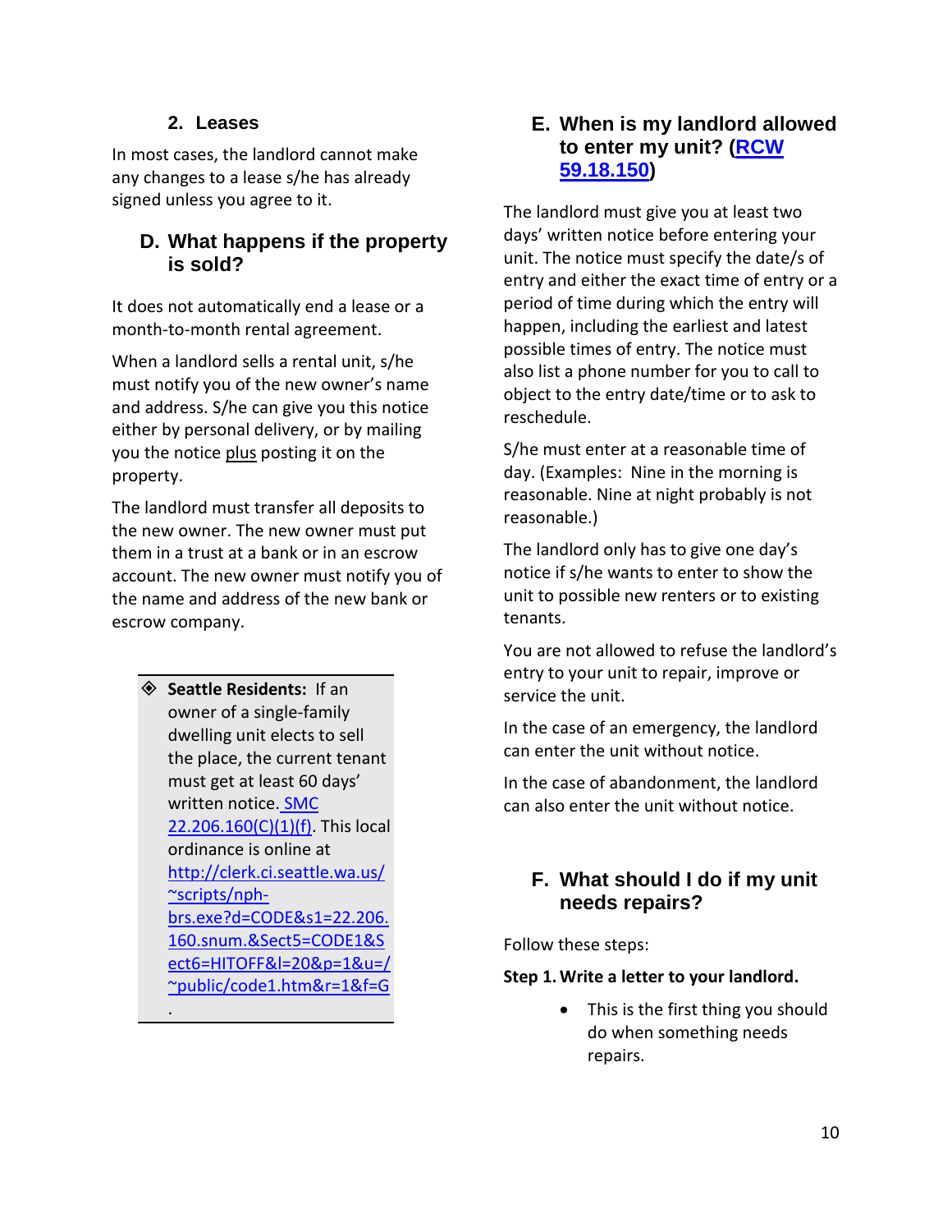### 2. Leases

In most cases, the landlord cannot make any changes to a lease s/he has already signed unless you agree to it.

## D. What happens if the property is sold?

It does not automatically end a lease or a month-to-month rental agreement.

When a landlord sells a rental unit, s/he must notify you of the new owner's name and address. S/he can give you this notice either by personal delivery, or by mailing you the notice plus posting it on the property.

The landlord must transfer all deposits to the new owner. The new owner must put them in a trust at a bank or in an escrow account. The new owner must notify you of the name and address of the new bank or escrow company.

> ◈ **Seattle Residents:** If an owner of a single-family dwelling unit elects to sell the place, the current tenant must get at least 60 days' written notice. [SMC 22.206.160(C)(1)(f)](http://clerk.ci.seattle.wa.us/~scripts/nph-brs.exe?d=CODE&s1=22.206.160.snum.&Sect5=CODE1&Sect6=HITOFF&l=20&p=1&u=/~public/code1.htm&r=1&f=G). This local ordinance is online at http://clerk.ci.seattle.wa.us/~scripts/nph-brs.exe?d=CODE&s1=22.206.160.snum.&Sect5=CODE1&Sect6=HITOFF&l=20&p=1&u=/~public/code1.htm&r=1&f=G.

## E. When is my landlord allowed to enter my unit? ([RCW 59.18.150](#))

The landlord must give you at least two days' written notice before entering your unit. The notice must specify the date/s of entry and either the exact time of entry or a period of time during which the entry will happen, including the earliest and latest possible times of entry. The notice must also list a phone number for you to call to object to the entry date/time or to ask to reschedule.

S/he must enter at a reasonable time of day. (Examples: Nine in the morning is reasonable. Nine at night probably is not reasonable.)

The landlord only has to give one day's notice if s/he wants to enter to show the unit to possible new renters or to existing tenants.

You are not allowed to refuse the landlord's entry to your unit to repair, improve or service the unit.

In the case of an emergency, the landlord can enter the unit without notice.

In the case of abandonment, the landlord can also enter the unit without notice.

## F. What should I do if my unit needs repairs?

Follow these steps:

**Step 1. Write a letter to your landlord.**

- This is the first thing you should do when something needs repairs.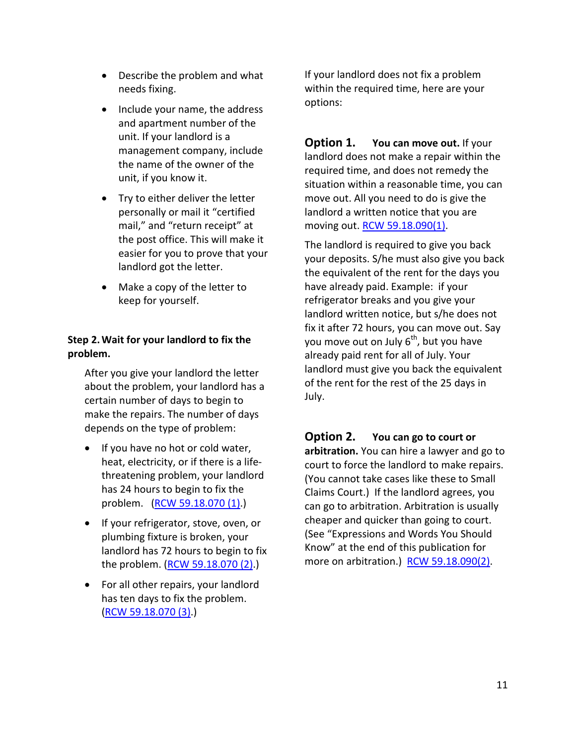- Describe the problem and what needs fixing.
- Include your name, the address and apartment number of the unit. If your landlord is a management company, include the name of the owner of the unit, if you know it.
- Try to either deliver the letter personally or mail it "certified mail," and "return receipt" at the post office. This will make it easier for you to prove that your landlord got the letter.
- Make a copy of the letter to keep for yourself.

**Step 2. Wait for your landlord to fix the problem.**

After you give your landlord the letter about the problem, your landlord has a certain number of days to begin to make the repairs. The number of days depends on the type of problem:

- If you have no hot or cold water, heat, electricity, or if there is a life-threatening problem, your landlord has 24 hours to begin to fix the problem. (RCW 59.18.070 (1).)
- If your refrigerator, stove, oven, or plumbing fixture is broken, your landlord has 72 hours to begin to fix the problem. (RCW 59.18.070 (2).)
- For all other repairs, your landlord has ten days to fix the problem. (RCW 59.18.070 (3).)

If your landlord does not fix a problem within the required time, here are your options:

**Option 1.** **You can move out.** If your landlord does not make a repair within the required time, and does not remedy the situation within a reasonable time, you can move out. All you need to do is give the landlord a written notice that you are moving out. RCW 59.18.090(1).

The landlord is required to give you back your deposits. S/he must also give you back the equivalent of the rent for the days you have already paid. Example: if your refrigerator breaks and you give your landlord written notice, but s/he does not fix it after 72 hours, you can move out. Say you move out on July 6th, but you have already paid rent for all of July. Your landlord must give you back the equivalent of the rent for the rest of the 25 days in July.

**Option 2.** **You can go to court or arbitration.** You can hire a lawyer and go to court to force the landlord to make repairs. (You cannot take cases like these to Small Claims Court.) If the landlord agrees, you can go to arbitration. Arbitration is usually cheaper and quicker than going to court. (See "Expressions and Words You Should Know" at the end of this publication for more on arbitration.) RCW 59.18.090(2).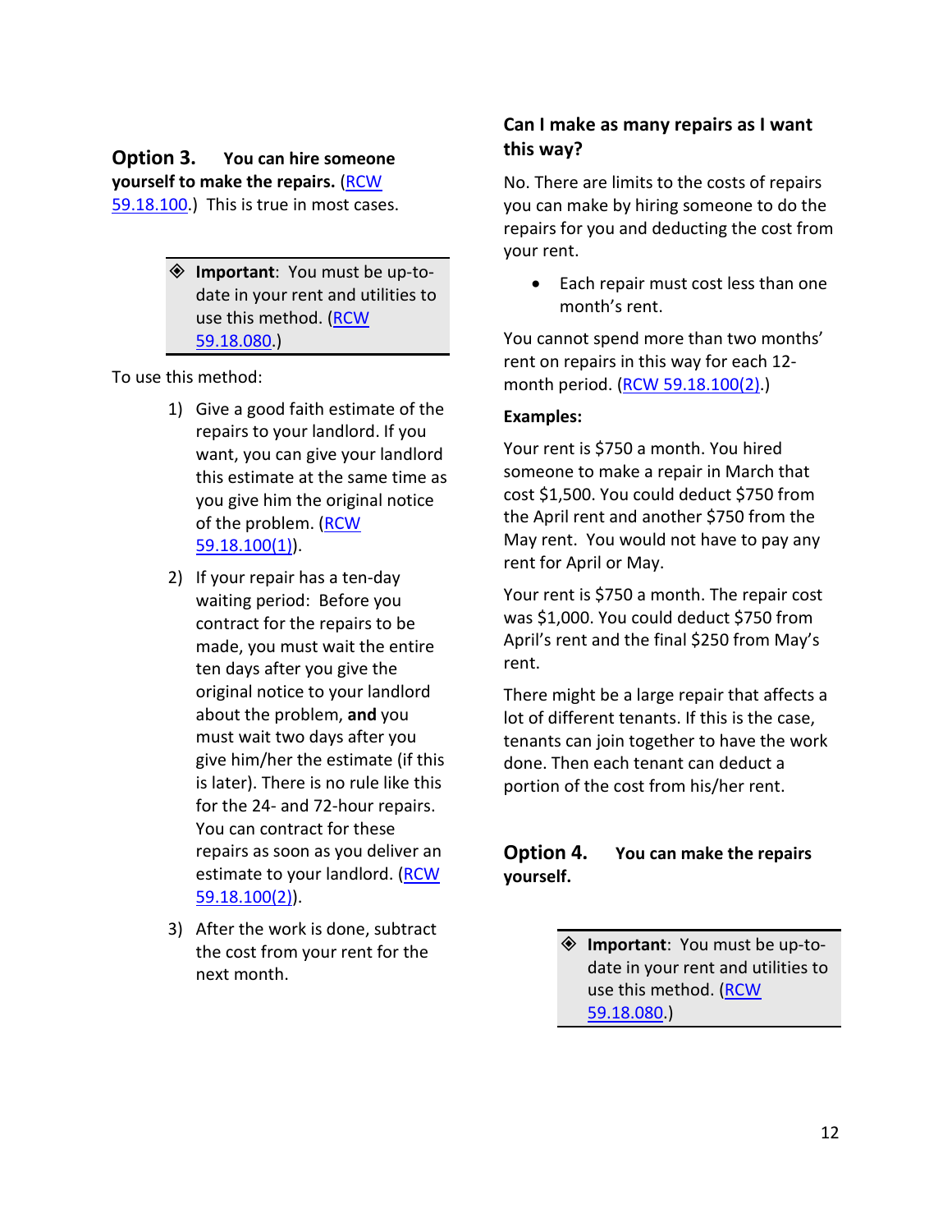## Option 3. You can hire someone yourself to make the repairs.

(RCW 59.18.100.) This is true in most cases.

> ◈ **Important**: You must be up-to-date in your rent and utilities to use this method. (RCW 59.18.080.)

To use this method:

1) Give a good faith estimate of the repairs to your landlord. If you want, you can give your landlord this estimate at the same time as you give him the original notice of the problem. (RCW 59.18.100(1)).
2) If your repair has a ten-day waiting period: Before you contract for the repairs to be made, you must wait the entire ten days after you give the original notice to your landlord about the problem, **and** you must wait two days after you give him/her the estimate (if this is later). There is no rule like this for the 24- and 72-hour repairs. You can contract for these repairs as soon as you deliver an estimate to your landlord. (RCW 59.18.100(2)).
3) After the work is done, subtract the cost from your rent for the next month.

### Can I make as many repairs as I want this way?

No. There are limits to the costs of repairs you can make by hiring someone to do the repairs for you and deducting the cost from your rent.

- Each repair must cost less than one month's rent.

You cannot spend more than two months' rent on repairs in this way for each 12-month period. (RCW 59.18.100(2).)

**Examples:**

Your rent is $750 a month. You hired someone to make a repair in March that cost $1,500. You could deduct $750 from the April rent and another $750 from the May rent. You would not have to pay any rent for April or May.

Your rent is $750 a month. The repair cost was $1,000. You could deduct $750 from April's rent and the final $250 from May's rent.

There might be a large repair that affects a lot of different tenants. If this is the case, tenants can join together to have the work done. Then each tenant can deduct a portion of the cost from his/her rent.

## Option 4. You can make the repairs yourself.

> ◈ **Important**: You must be up-to-date in your rent and utilities to use this method. (RCW 59.18.080.)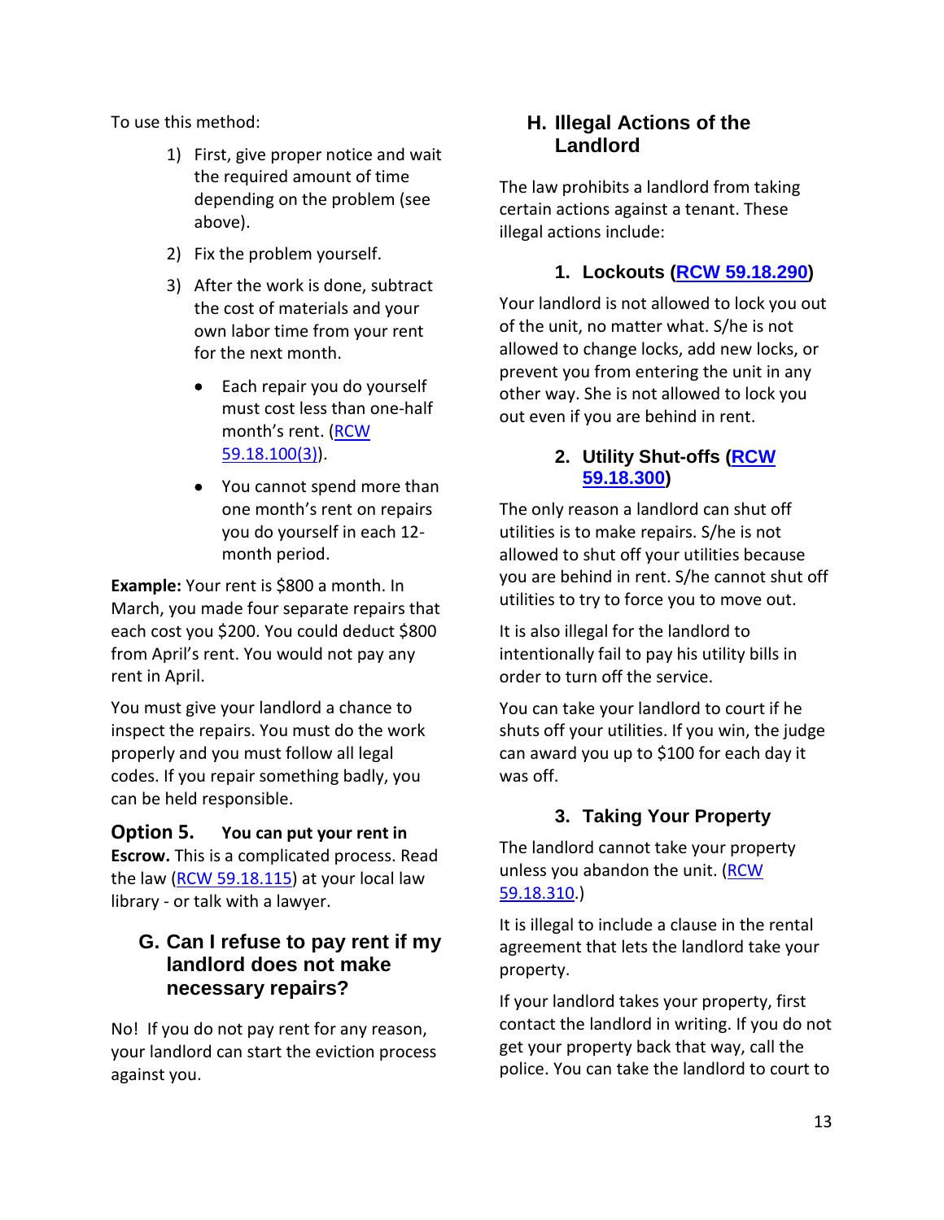To use this method:

1) First, give proper notice and wait the required amount of time depending on the problem (see above).
2) Fix the problem yourself.
3) After the work is done, subtract the cost of materials and your own labor time from your rent for the next month.
   - Each repair you do yourself must cost less than one-half month's rent. (RCW 59.18.100(3)).
   - You cannot spend more than one month's rent on repairs you do yourself in each 12-month period.

**Example:** Your rent is $800 a month. In March, you made four separate repairs that each cost you $200. You could deduct $800 from April's rent. You would not pay any rent in April.

You must give your landlord a chance to inspect the repairs. You must do the work properly and you must follow all legal codes. If you repair something badly, you can be held responsible.

**Option 5. You can put your rent in Escrow.** This is a complicated process. Read the law (RCW 59.18.115) at your local law library - or talk with a lawyer.

## G. Can I refuse to pay rent if my landlord does not make necessary repairs?

No! If you do not pay rent for any reason, your landlord can start the eviction process against you.

## H. Illegal Actions of the Landlord

The law prohibits a landlord from taking certain actions against a tenant. These illegal actions include:

### 1. Lockouts (RCW 59.18.290)

Your landlord is not allowed to lock you out of the unit, no matter what. S/he is not allowed to change locks, add new locks, or prevent you from entering the unit in any other way. She is not allowed to lock you out even if you are behind in rent.

### 2. Utility Shut-offs (RCW 59.18.300)

The only reason a landlord can shut off utilities is to make repairs. S/he is not allowed to shut off your utilities because you are behind in rent. S/he cannot shut off utilities to try to force you to move out.

It is also illegal for the landlord to intentionally fail to pay his utility bills in order to turn off the service.

You can take your landlord to court if he shuts off your utilities. If you win, the judge can award you up to $100 for each day it was off.

### 3. Taking Your Property

The landlord cannot take your property unless you abandon the unit. (RCW 59.18.310.)

It is illegal to include a clause in the rental agreement that lets the landlord take your property.

If your landlord takes your property, first contact the landlord in writing. If you do not get your property back that way, call the police. You can take the landlord to court to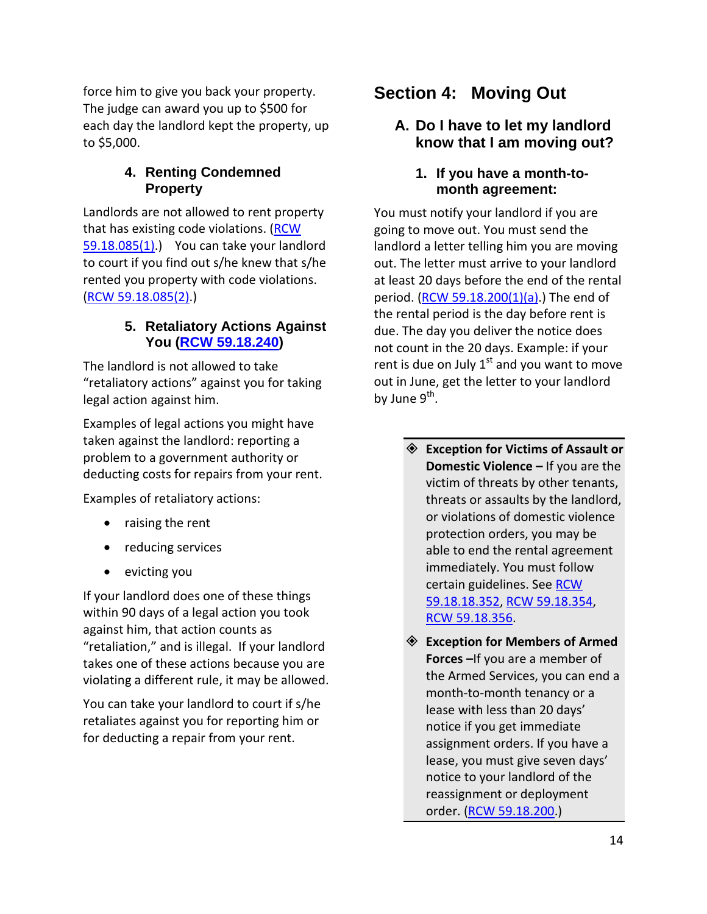force him to give you back your property. The judge can award you up to $500 for each day the landlord kept the property, up to $5,000.

### 4. Renting Condemned Property

Landlords are not allowed to rent property that has existing code violations. (RCW 59.18.085(1).) You can take your landlord to court if you find out s/he knew that s/he rented you property with code violations. (RCW 59.18.085(2).)

### 5. Retaliatory Actions Against You (RCW 59.18.240)

The landlord is not allowed to take "retaliatory actions" against you for taking legal action against him.

Examples of legal actions you might have taken against the landlord: reporting a problem to a government authority or deducting costs for repairs from your rent.

Examples of retaliatory actions:

- raising the rent
- reducing services
- evicting you

If your landlord does one of these things within 90 days of a legal action you took against him, that action counts as "retaliation," and is illegal. If your landlord takes one of these actions because you are violating a different rule, it may be allowed.

You can take your landlord to court if s/he retaliates against you for reporting him or for deducting a repair from your rent.

# Section 4: Moving Out

## A. Do I have to let my landlord know that I am moving out?

### 1. If you have a month-to-month agreement:

You must notify your landlord if you are going to move out. You must send the landlord a letter telling him you are moving out. The letter must arrive to your landlord at least 20 days before the end of the rental period. (RCW 59.18.200(1)(a).) The end of the rental period is the day before rent is due. The day you deliver the notice does not count in the 20 days. Example: if your rent is due on July 1st and you want to move out in June, get the letter to your landlord by June 9th.

- **Exception for Victims of Assault or Domestic Violence –** If you are the victim of threats by other tenants, threats or assaults by the landlord, or violations of domestic violence protection orders, you may be able to end the rental agreement immediately. You must follow certain guidelines. See RCW 59.18.18.352, RCW 59.18.354, RCW 59.18.356.

- **Exception for Members of Armed Forces –** If you are a member of the Armed Services, you can end a month-to-month tenancy or a lease with less than 20 days' notice if you get immediate assignment orders. If you have a lease, you must give seven days' notice to your landlord of the reassignment or deployment order. (RCW 59.18.200.)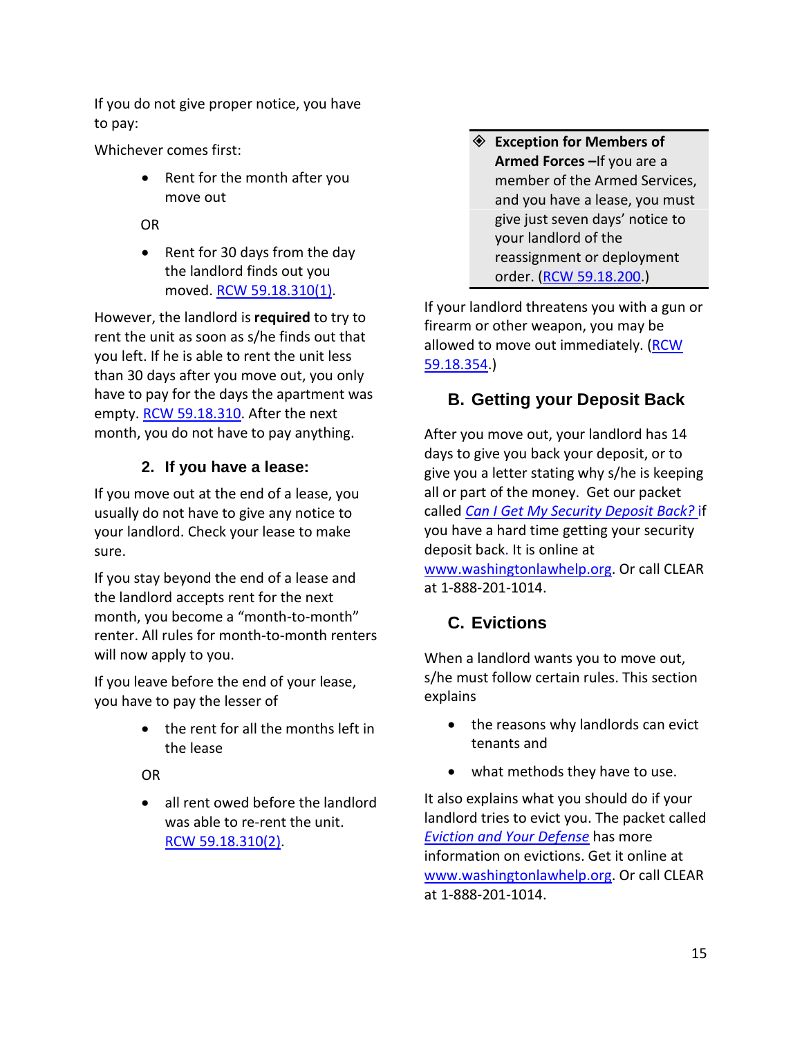If you do not give proper notice, you have to pay:

Whichever comes first:

- Rent for the month after you move out

OR

- Rent for 30 days from the day the landlord finds out you moved. RCW 59.18.310(1).

However, the landlord is **required** to try to rent the unit as soon as s/he finds out that you left. If he is able to rent the unit less than 30 days after you move out, you only have to pay for the days the apartment was empty. RCW 59.18.310. After the next month, you do not have to pay anything.

### 2. If you have a lease:

If you move out at the end of a lease, you usually do not have to give any notice to your landlord. Check your lease to make sure.

If you stay beyond the end of a lease and the landlord accepts rent for the next month, you become a "month-to-month" renter. All rules for month-to-month renters will now apply to you.

If you leave before the end of your lease, you have to pay the lesser of

- the rent for all the months left in the lease

OR

- all rent owed before the landlord was able to re-rent the unit. RCW 59.18.310(2).

> ◈ **Exception for Members of Armed Forces –** If you are a member of the Armed Services, and you have a lease, you must give just seven days' notice to your landlord of the reassignment or deployment order. (RCW 59.18.200.)

If your landlord threatens you with a gun or firearm or other weapon, you may be allowed to move out immediately. (RCW 59.18.354.)

## B. Getting your Deposit Back

After you move out, your landlord has 14 days to give you back your deposit, or to give you a letter stating why s/he is keeping all or part of the money. Get our packet called *Can I Get My Security Deposit Back?* if you have a hard time getting your security deposit back. It is online at www.washingtonlawhelp.org. Or call CLEAR at 1-888-201-1014.

## C. Evictions

When a landlord wants you to move out, s/he must follow certain rules. This section explains

- the reasons why landlords can evict tenants and
- what methods they have to use.

It also explains what you should do if your landlord tries to evict you. The packet called *Eviction and Your Defense* has more information on evictions. Get it online at www.washingtonlawhelp.org. Or call CLEAR at 1-888-201-1014.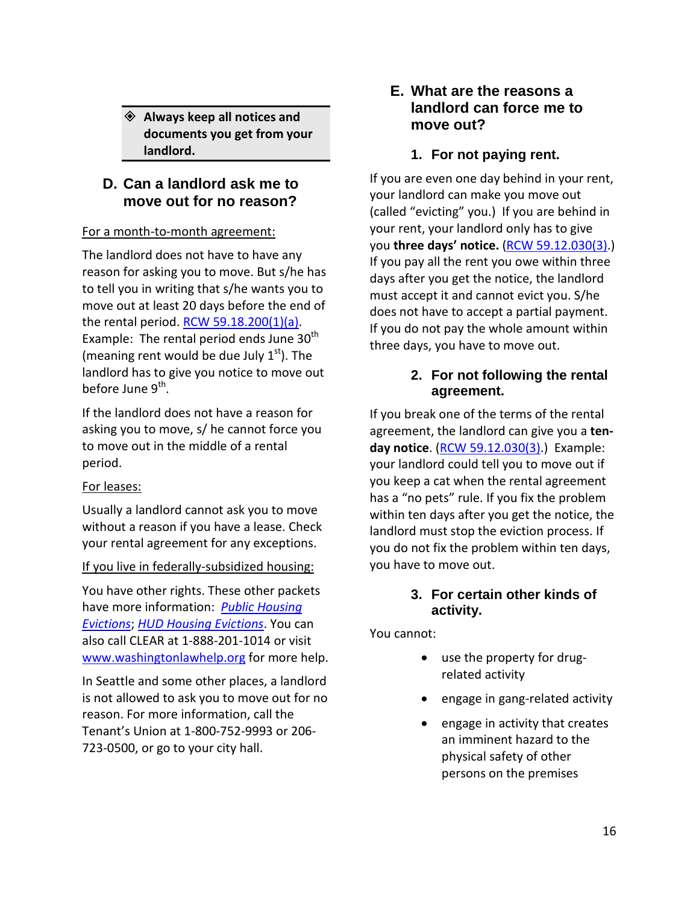> ◈ **Always keep all notices and documents you get from your landlord.**

## D. Can a landlord ask me to move out for no reason?

For a month-to-month agreement:

The landlord does not have to have any reason for asking you to move. But s/he has to tell you in writing that s/he wants you to move out at least 20 days before the end of the rental period. RCW 59.18.200(1)(a). Example: The rental period ends June 30th (meaning rent would be due July 1st). The landlord has to give you notice to move out before June 9th.

If the landlord does not have a reason for asking you to move, s/ he cannot force you to move out in the middle of a rental period.

For leases:

Usually a landlord cannot ask you to move without a reason if you have a lease. Check your rental agreement for any exceptions.

If you live in federally-subsidized housing:

You have other rights. These other packets have more information: *Public Housing Evictions*; *HUD Housing Evictions*. You can also call CLEAR at 1-888-201-1014 or visit www.washingtonlawhelp.org for more help.

In Seattle and some other places, a landlord is not allowed to ask you to move out for no reason. For more information, call the Tenant's Union at 1-800-752-9993 or 206-723-0500, or go to your city hall.

## E. What are the reasons a landlord can force me to move out?

### 1. For not paying rent.

If you are even one day behind in your rent, your landlord can make you move out (called "evicting" you.) If you are behind in your rent, your landlord only has to give you **three days' notice.** (RCW 59.12.030(3).) If you pay all the rent you owe within three days after you get the notice, the landlord must accept it and cannot evict you. S/he does not have to accept a partial payment. If you do not pay the whole amount within three days, you have to move out.

### 2. For not following the rental agreement.

If you break one of the terms of the rental agreement, the landlord can give you a **ten-day notice**. (RCW 59.12.030(3).) Example: your landlord could tell you to move out if you keep a cat when the rental agreement has a "no pets" rule. If you fix the problem within ten days after you get the notice, the landlord must stop the eviction process. If you do not fix the problem within ten days, you have to move out.

### 3. For certain other kinds of activity.

You cannot:

- use the property for drug-related activity
- engage in gang-related activity
- engage in activity that creates an imminent hazard to the physical safety of other persons on the premises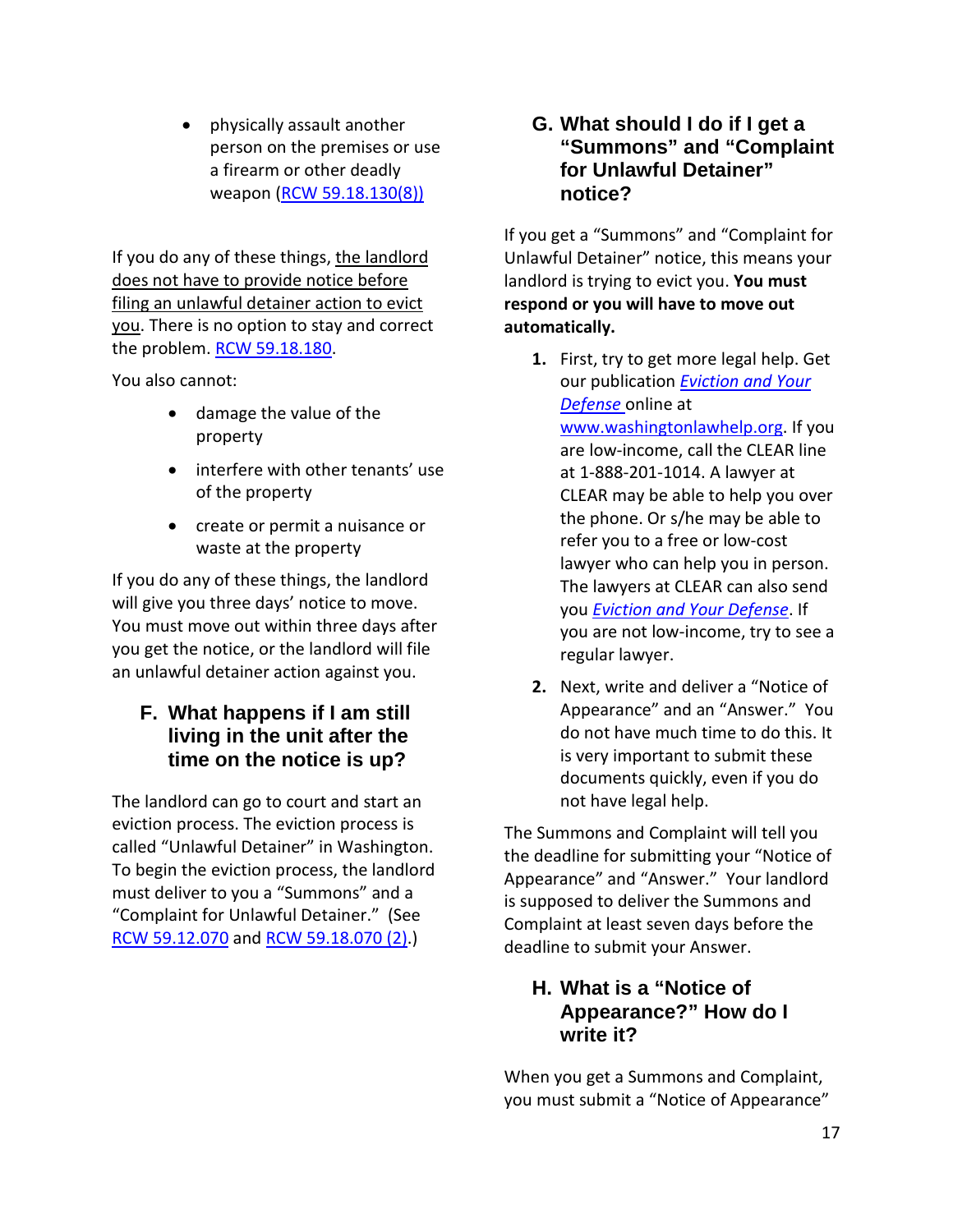- physically assault another person on the premises or use a firearm or other deadly weapon (RCW 59.18.130(8))

If you do any of these things, the landlord does not have to provide notice before filing an unlawful detainer action to evict you. There is no option to stay and correct the problem. RCW 59.18.180.

You also cannot:

- damage the value of the property
- interfere with other tenants' use of the property
- create or permit a nuisance or waste at the property

If you do any of these things, the landlord will give you three days' notice to move. You must move out within three days after you get the notice, or the landlord will file an unlawful detainer action against you.

## F. What happens if I am still living in the unit after the time on the notice is up?

The landlord can go to court and start an eviction process. The eviction process is called "Unlawful Detainer" in Washington. To begin the eviction process, the landlord must deliver to you a "Summons" and a "Complaint for Unlawful Detainer." (See RCW 59.12.070 and RCW 59.18.070 (2).)

## G. What should I do if I get a "Summons" and "Complaint for Unlawful Detainer" notice?

If you get a "Summons" and "Complaint for Unlawful Detainer" notice, this means your landlord is trying to evict you. **You must respond or you will have to move out automatically.**

1. First, try to get more legal help. Get our publication *Eviction and Your Defense* online at www.washingtonlawhelp.org. If you are low-income, call the CLEAR line at 1-888-201-1014. A lawyer at CLEAR may be able to help you over the phone. Or s/he may be able to refer you to a free or low-cost lawyer who can help you in person. The lawyers at CLEAR can also send you *Eviction and Your Defense*. If you are not low-income, try to see a regular lawyer.
2. Next, write and deliver a "Notice of Appearance" and an "Answer." You do not have much time to do this. It is very important to submit these documents quickly, even if you do not have legal help.

The Summons and Complaint will tell you the deadline for submitting your "Notice of Appearance" and "Answer." Your landlord is supposed to deliver the Summons and Complaint at least seven days before the deadline to submit your Answer.

## H. What is a "Notice of Appearance?" How do I write it?

When you get a Summons and Complaint, you must submit a "Notice of Appearance"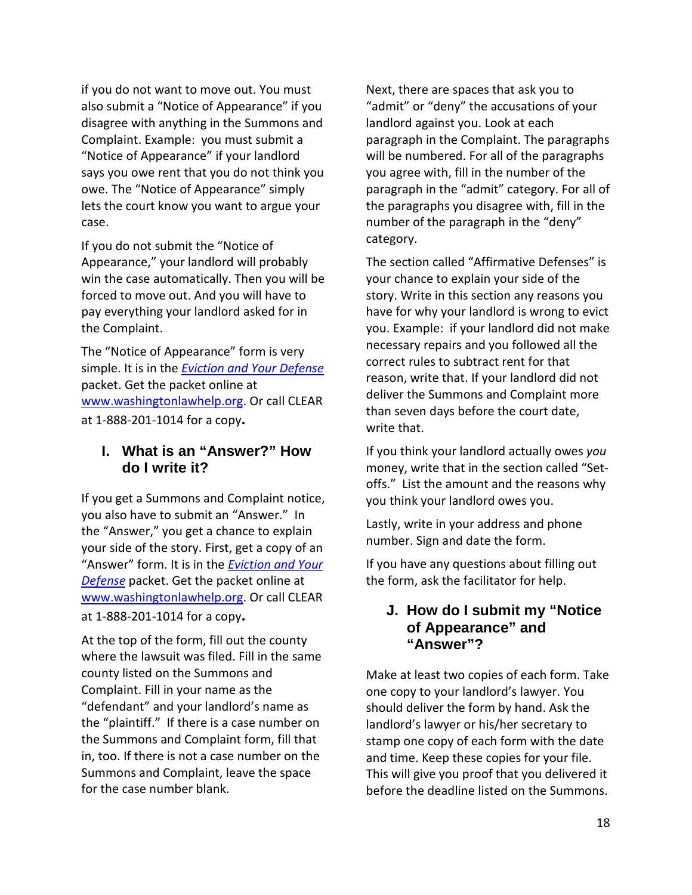if you do not want to move out. You must also submit a "Notice of Appearance" if you disagree with anything in the Summons and Complaint. Example: you must submit a "Notice of Appearance" if your landlord says you owe rent that you do not think you owe. The "Notice of Appearance" simply lets the court know you want to argue your case.

If you do not submit the "Notice of Appearance," your landlord will probably win the case automatically. Then you will be forced to move out. And you will have to pay everything your landlord asked for in the Complaint.

The "Notice of Appearance" form is very simple. It is in the *Eviction and Your Defense* packet. Get the packet online at www.washingtonlawhelp.org. Or call CLEAR at 1-888-201-1014 for a copy.

### I. What is an "Answer?" How do I write it?

If you get a Summons and Complaint notice, you also have to submit an "Answer." In the "Answer," you get a chance to explain your side of the story. First, get a copy of an "Answer" form. It is in the *Eviction and Your Defense* packet. Get the packet online at www.washingtonlawhelp.org. Or call CLEAR at 1-888-201-1014 for a copy.

At the top of the form, fill out the county where the lawsuit was filed. Fill in the same county listed on the Summons and Complaint. Fill in your name as the "defendant" and your landlord's name as the "plaintiff." If there is a case number on the Summons and Complaint form, fill that in, too. If there is not a case number on the Summons and Complaint, leave the space for the case number blank.

Next, there are spaces that ask you to "admit" or "deny" the accusations of your landlord against you. Look at each paragraph in the Complaint. The paragraphs will be numbered. For all of the paragraphs you agree with, fill in the number of the paragraph in the "admit" category. For all of the paragraphs you disagree with, fill in the number of the paragraph in the "deny" category.

The section called "Affirmative Defenses" is your chance to explain your side of the story. Write in this section any reasons you have for why your landlord is wrong to evict you. Example: if your landlord did not make necessary repairs and you followed all the correct rules to subtract rent for that reason, write that. If your landlord did not deliver the Summons and Complaint more than seven days before the court date, write that.

If you think your landlord actually owes *you* money, write that in the section called "Set-offs." List the amount and the reasons why you think your landlord owes you.

Lastly, write in your address and phone number. Sign and date the form.

If you have any questions about filling out the form, ask the facilitator for help.

### J. How do I submit my "Notice of Appearance" and "Answer"?

Make at least two copies of each form. Take one copy to your landlord's lawyer. You should deliver the form by hand. Ask the landlord's lawyer or his/her secretary to stamp one copy of each form with the date and time. Keep these copies for your file. This will give you proof that you delivered it before the deadline listed on the Summons.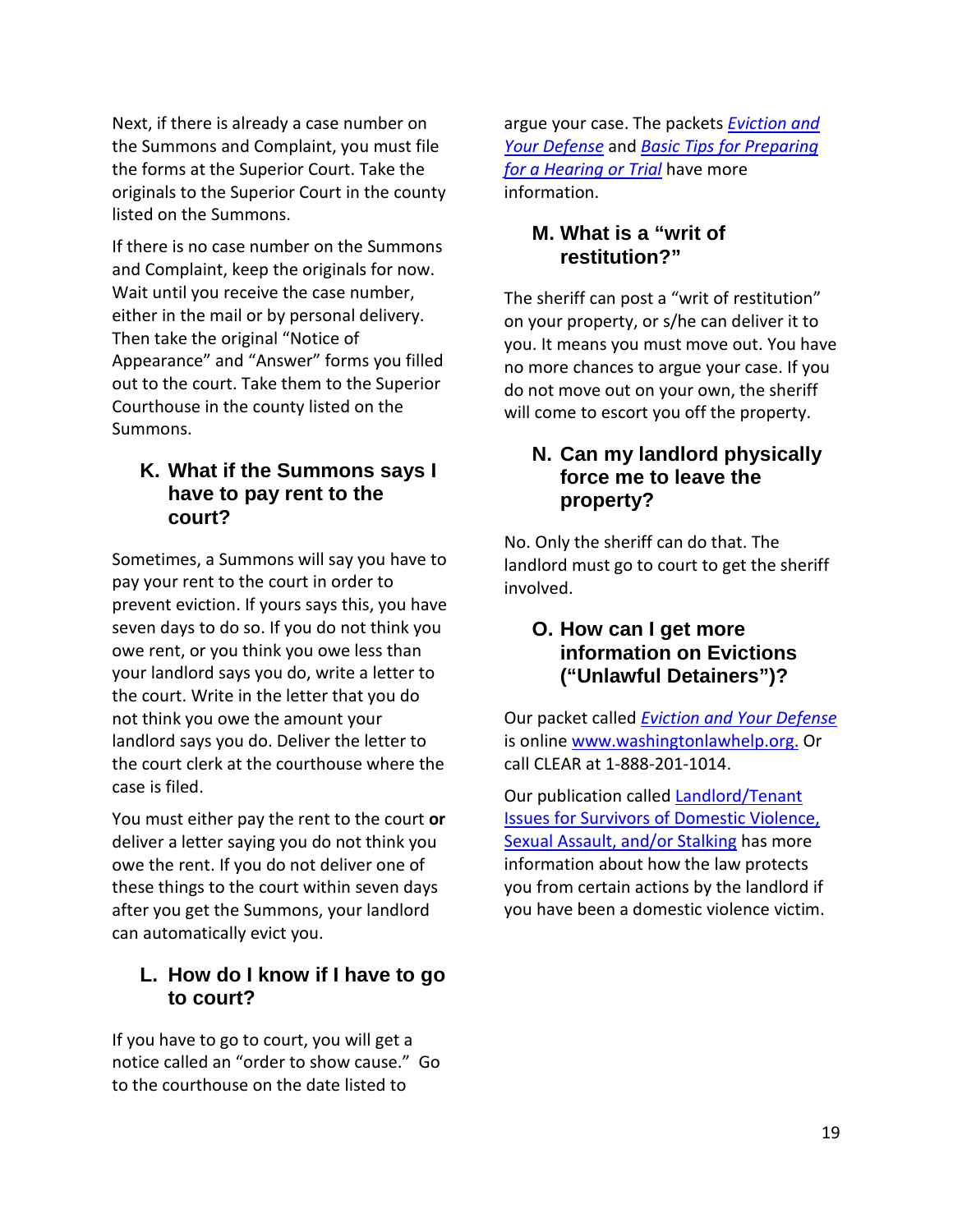Next, if there is already a case number on the Summons and Complaint, you must file the forms at the Superior Court. Take the originals to the Superior Court in the county listed on the Summons.

If there is no case number on the Summons and Complaint, keep the originals for now. Wait until you receive the case number, either in the mail or by personal delivery. Then take the original "Notice of Appearance" and "Answer" forms you filled out to the court. Take them to the Superior Courthouse in the county listed on the Summons.

### K. What if the Summons says I have to pay rent to the court?

Sometimes, a Summons will say you have to pay your rent to the court in order to prevent eviction. If yours says this, you have seven days to do so. If you do not think you owe rent, or you think you owe less than your landlord says you do, write a letter to the court. Write in the letter that you do not think you owe the amount your landlord says you do. Deliver the letter to the court clerk at the courthouse where the case is filed.

You must either pay the rent to the court **or** deliver a letter saying you do not think you owe the rent. If you do not deliver one of these things to the court within seven days after you get the Summons, your landlord can automatically evict you.

### L. How do I know if I have to go to court?

If you have to go to court, you will get a notice called an "order to show cause." Go to the courthouse on the date listed to argue your case. The packets *Eviction and Your Defense* and *Basic Tips for Preparing for a Hearing or Trial* have more information.

### M. What is a "writ of restitution?"

The sheriff can post a "writ of restitution" on your property, or s/he can deliver it to you. It means you must move out. You have no more chances to argue your case. If you do not move out on your own, the sheriff will come to escort you off the property.

### N. Can my landlord physically force me to leave the property?

No. Only the sheriff can do that. The landlord must go to court to get the sheriff involved.

### O. How can I get more information on Evictions ("Unlawful Detainers")?

Our packet called *Eviction and Your Defense* is online www.washingtonlawhelp.org. Or call CLEAR at 1-888-201-1014.

Our publication called Landlord/Tenant Issues for Survivors of Domestic Violence, Sexual Assault, and/or Stalking has more information about how the law protects you from certain actions by the landlord if you have been a domestic violence victim.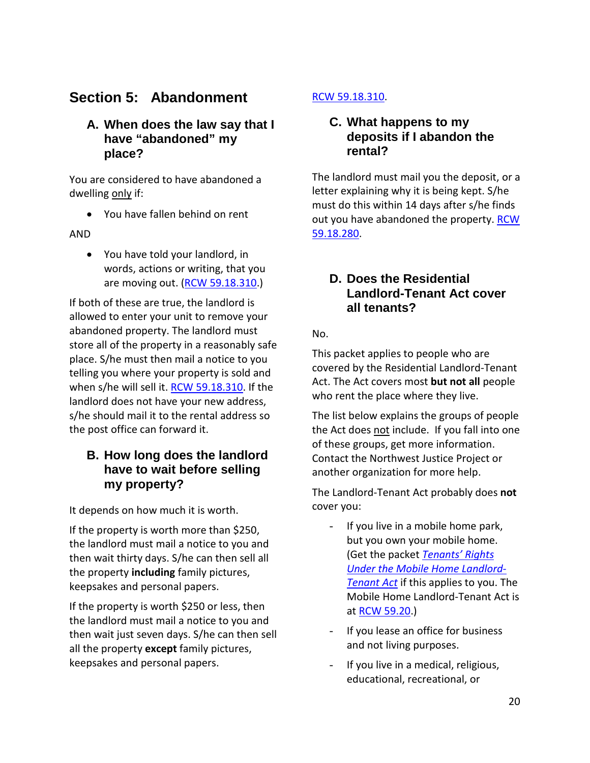## Section 5: Abandonment

### A. When does the law say that I have "abandoned" my place?

You are considered to have abandoned a dwelling only if:

- You have fallen behind on rent

AND

- You have told your landlord, in words, actions or writing, that you are moving out. (RCW 59.18.310.)

If both of these are true, the landlord is allowed to enter your unit to remove your abandoned property. The landlord must store all of the property in a reasonably safe place. S/he must then mail a notice to you telling you where your property is sold and when s/he will sell it. RCW 59.18.310. If the landlord does not have your new address, s/he should mail it to the rental address so the post office can forward it.

### B. How long does the landlord have to wait before selling my property?

It depends on how much it is worth.

If the property is worth more than $250, the landlord must mail a notice to you and then wait thirty days. S/he can then sell all the property **including** family pictures, keepsakes and personal papers.

If the property is worth $250 or less, then the landlord must mail a notice to you and then wait just seven days. S/he can then sell all the property **except** family pictures, keepsakes and personal papers. RCW 59.18.310.

### C. What happens to my deposits if I abandon the rental?

The landlord must mail you the deposit, or a letter explaining why it is being kept. S/he must do this within 14 days after s/he finds out you have abandoned the property. RCW 59.18.280.

### D. Does the Residential Landlord-Tenant Act cover all tenants?

No.

This packet applies to people who are covered by the Residential Landlord-Tenant Act. The Act covers most **but not all** people who rent the place where they live.

The list below explains the groups of people the Act does not include. If you fall into one of these groups, get more information. Contact the Northwest Justice Project or another organization for more help.

The Landlord-Tenant Act probably does **not** cover you:

- If you live in a mobile home park, but you own your mobile home. (Get the packet *Tenants' Rights Under the Mobile Home Landlord-Tenant Act* if this applies to you. The Mobile Home Landlord-Tenant Act is at RCW 59.20.)
- If you lease an office for business and not living purposes.
- If you live in a medical, religious, educational, recreational, or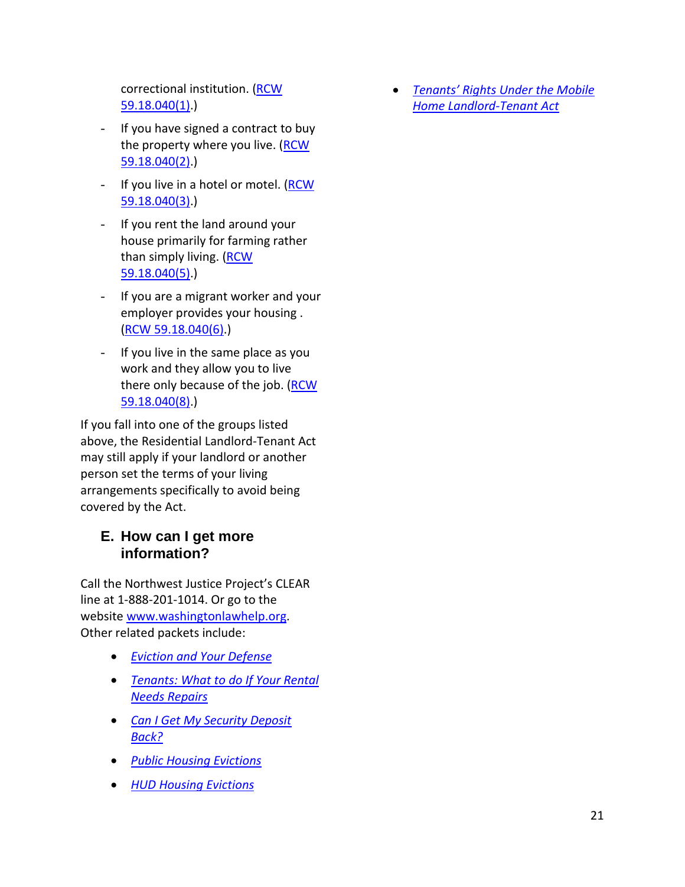correctional institution. (RCW 59.18.040(1).)

- If you have signed a contract to buy the property where you live. (RCW 59.18.040(2).)
- If you live in a hotel or motel. (RCW 59.18.040(3).)
- If you rent the land around your house primarily for farming rather than simply living. (RCW 59.18.040(5).)
- If you are a migrant worker and your employer provides your housing . (RCW 59.18.040(6).)
- If you live in the same place as you work and they allow you to live there only because of the job. (RCW 59.18.040(8).)

If you fall into one of the groups listed above, the Residential Landlord-Tenant Act may still apply if your landlord or another person set the terms of your living arrangements specifically to avoid being covered by the Act.

## E. How can I get more information?

Call the Northwest Justice Project's CLEAR line at 1-888-201-1014. Or go to the website www.washingtonlawhelp.org. Other related packets include:

- *Eviction and Your Defense*
- *Tenants: What to do If Your Rental Needs Repairs*
- *Can I Get My Security Deposit Back?*
- *Public Housing Evictions*
- *HUD Housing Evictions*
- *Tenants' Rights Under the Mobile Home Landlord-Tenant Act*